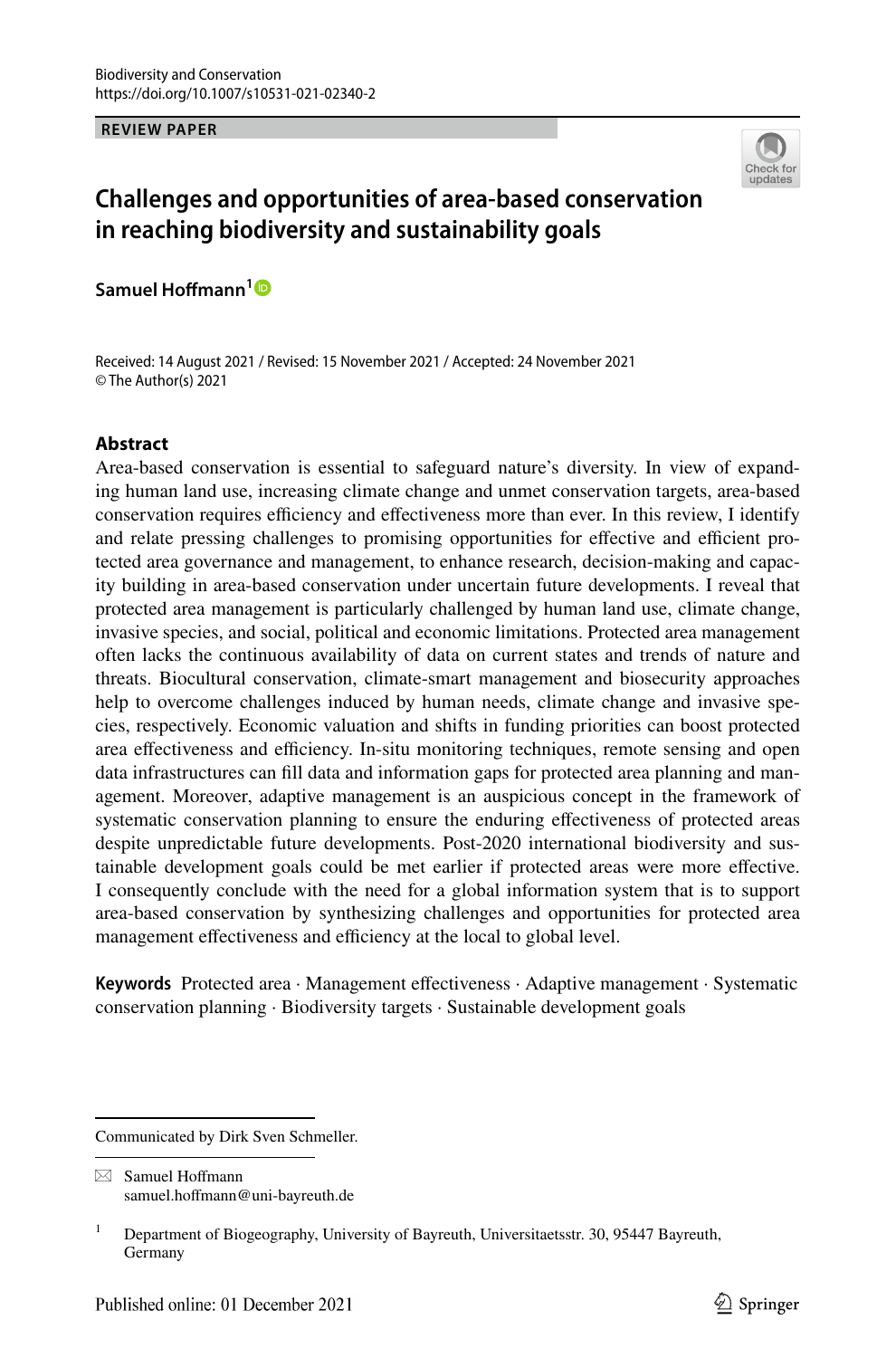Biodiversity and Conservation
https://doi.org/10.1007/s10531-021-02340-2

**REVIEW PAPER**

# Challenges and opportunities of area-based conservation in reaching biodiversity and sustainability goals

**Samuel Hoffmann**[1]

Received: 14 August 2021 / Revised: 15 November 2021 / Accepted: 24 November 2021
© The Author(s) 2021

## Abstract

Area-based conservation is essential to safeguard nature's diversity. In view of expanding human land use, increasing climate change and unmet conservation targets, area-based conservation requires efficiency and effectiveness more than ever. In this review, I identify and relate pressing challenges to promising opportunities for effective and efficient protected area governance and management, to enhance research, decision-making and capacity building in area-based conservation under uncertain future developments. I reveal that protected area management is particularly challenged by human land use, climate change, invasive species, and social, political and economic limitations. Protected area management often lacks the continuous availability of data on current states and trends of nature and threats. Biocultural conservation, climate-smart management and biosecurity approaches help to overcome challenges induced by human needs, climate change and invasive species, respectively. Economic valuation and shifts in funding priorities can boost protected area effectiveness and efficiency. In-situ monitoring techniques, remote sensing and open data infrastructures can fill data and information gaps for protected area planning and management. Moreover, adaptive management is an auspicious concept in the framework of systematic conservation planning to ensure the enduring effectiveness of protected areas despite unpredictable future developments. Post-2020 international biodiversity and sustainable development goals could be met earlier if protected areas were more effective. I consequently conclude with the need for a global information system that is to support area-based conservation by synthesizing challenges and opportunities for protected area management effectiveness and efficiency at the local to global level.

**Keywords** Protected area · Management effectiveness · Adaptive management · Systematic conservation planning · Biodiversity targets · Sustainable development goals

Communicated by Dirk Sven Schmeller.

✉ Samuel Hoffmann
samuel.hoffmann@uni-bayreuth.de

[1] Department of Biogeography, University of Bayreuth, Universitaetsstr. 30, 95447 Bayreuth, Germany

Published online: 01 December 2021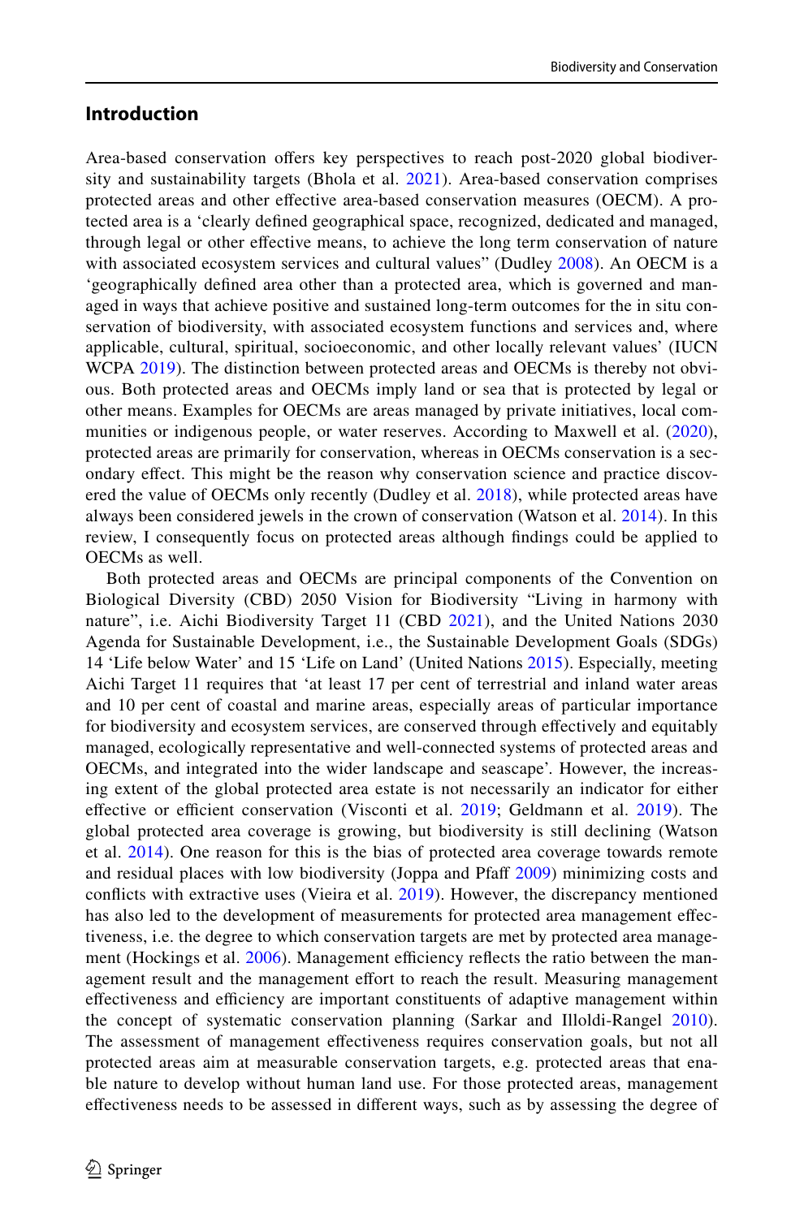## Introduction

Area-based conservation offers key perspectives to reach post-2020 global biodiversity and sustainability targets (Bhola et al. 2021). Area-based conservation comprises protected areas and other effective area-based conservation measures (OECM). A protected area is a 'clearly defined geographical space, recognized, dedicated and managed, through legal or other effective means, to achieve the long term conservation of nature with associated ecosystem services and cultural values" (Dudley 2008). An OECM is a 'geographically defined area other than a protected area, which is governed and managed in ways that achieve positive and sustained long-term outcomes for the in situ conservation of biodiversity, with associated ecosystem functions and services and, where applicable, cultural, spiritual, socioeconomic, and other locally relevant values' (IUCN WCPA 2019). The distinction between protected areas and OECMs is thereby not obvious. Both protected areas and OECMs imply land or sea that is protected by legal or other means. Examples for OECMs are areas managed by private initiatives, local communities or indigenous people, or water reserves. According to Maxwell et al. (2020), protected areas are primarily for conservation, whereas in OECMs conservation is a secondary effect. This might be the reason why conservation science and practice discovered the value of OECMs only recently (Dudley et al. 2018), while protected areas have always been considered jewels in the crown of conservation (Watson et al. 2014). In this review, I consequently focus on protected areas although findings could be applied to OECMs as well.

Both protected areas and OECMs are principal components of the Convention on Biological Diversity (CBD) 2050 Vision for Biodiversity "Living in harmony with nature", i.e. Aichi Biodiversity Target 11 (CBD 2021), and the United Nations 2030 Agenda for Sustainable Development, i.e., the Sustainable Development Goals (SDGs) 14 'Life below Water' and 15 'Life on Land' (United Nations 2015). Especially, meeting Aichi Target 11 requires that 'at least 17 per cent of terrestrial and inland water areas and 10 per cent of coastal and marine areas, especially areas of particular importance for biodiversity and ecosystem services, are conserved through effectively and equitably managed, ecologically representative and well-connected systems of protected areas and OECMs, and integrated into the wider landscape and seascape'. However, the increasing extent of the global protected area estate is not necessarily an indicator for either effective or efficient conservation (Visconti et al. 2019; Geldmann et al. 2019). The global protected area coverage is growing, but biodiversity is still declining (Watson et al. 2014). One reason for this is the bias of protected area coverage towards remote and residual places with low biodiversity (Joppa and Pfaff 2009) minimizing costs and conflicts with extractive uses (Vieira et al. 2019). However, the discrepancy mentioned has also led to the development of measurements for protected area management effectiveness, i.e. the degree to which conservation targets are met by protected area management (Hockings et al. 2006). Management efficiency reflects the ratio between the management result and the management effort to reach the result. Measuring management effectiveness and efficiency are important constituents of adaptive management within the concept of systematic conservation planning (Sarkar and Illoldi-Rangel 2010). The assessment of management effectiveness requires conservation goals, but not all protected areas aim at measurable conservation targets, e.g. protected areas that enable nature to develop without human land use. For those protected areas, management effectiveness needs to be assessed in different ways, such as by assessing the degree of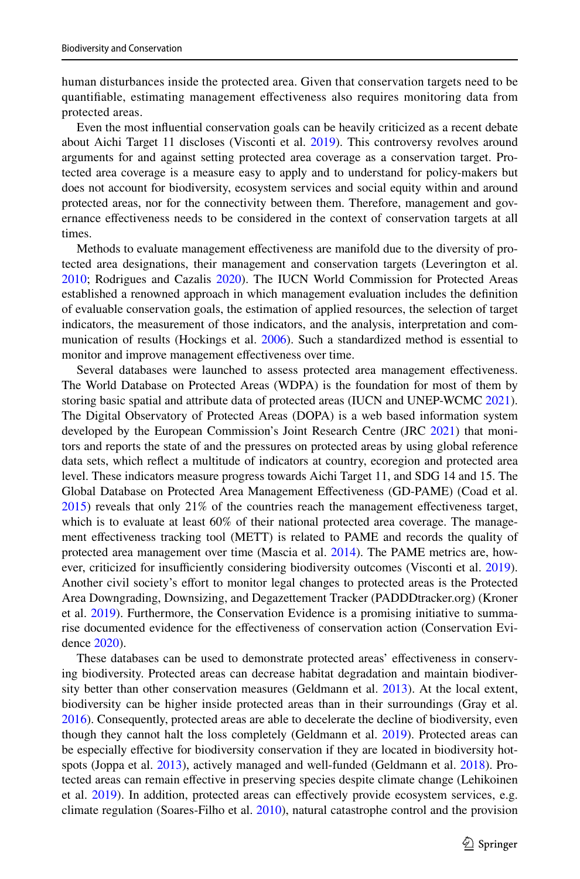human disturbances inside the protected area. Given that conservation targets need to be quantifiable, estimating management effectiveness also requires monitoring data from protected areas.

Even the most influential conservation goals can be heavily criticized as a recent debate about Aichi Target 11 discloses (Visconti et al. 2019). This controversy revolves around arguments for and against setting protected area coverage as a conservation target. Protected area coverage is a measure easy to apply and to understand for policy-makers but does not account for biodiversity, ecosystem services and social equity within and around protected areas, nor for the connectivity between them. Therefore, management and governance effectiveness needs to be considered in the context of conservation targets at all times.

Methods to evaluate management effectiveness are manifold due to the diversity of protected area designations, their management and conservation targets (Leverington et al. 2010; Rodrigues and Cazalis 2020). The IUCN World Commission for Protected Areas established a renowned approach in which management evaluation includes the definition of evaluable conservation goals, the estimation of applied resources, the selection of target indicators, the measurement of those indicators, and the analysis, interpretation and communication of results (Hockings et al. 2006). Such a standardized method is essential to monitor and improve management effectiveness over time.

Several databases were launched to assess protected area management effectiveness. The World Database on Protected Areas (WDPA) is the foundation for most of them by storing basic spatial and attribute data of protected areas (IUCN and UNEP-WCMC 2021). The Digital Observatory of Protected Areas (DOPA) is a web based information system developed by the European Commission's Joint Research Centre (JRC 2021) that monitors and reports the state of and the pressures on protected areas by using global reference data sets, which reflect a multitude of indicators at country, ecoregion and protected area level. These indicators measure progress towards Aichi Target 11, and SDG 14 and 15. The Global Database on Protected Area Management Effectiveness (GD-PAME) (Coad et al. 2015) reveals that only 21% of the countries reach the management effectiveness target, which is to evaluate at least 60% of their national protected area coverage. The management effectiveness tracking tool (METT) is related to PAME and records the quality of protected area management over time (Mascia et al. 2014). The PAME metrics are, however, criticized for insufficiently considering biodiversity outcomes (Visconti et al. 2019). Another civil society's effort to monitor legal changes to protected areas is the Protected Area Downgrading, Downsizing, and Degazettement Tracker (PADDDtracker.org) (Kroner et al. 2019). Furthermore, the Conservation Evidence is a promising initiative to summarise documented evidence for the effectiveness of conservation action (Conservation Evidence 2020).

These databases can be used to demonstrate protected areas' effectiveness in conserving biodiversity. Protected areas can decrease habitat degradation and maintain biodiversity better than other conservation measures (Geldmann et al. 2013). At the local extent, biodiversity can be higher inside protected areas than in their surroundings (Gray et al. 2016). Consequently, protected areas are able to decelerate the decline of biodiversity, even though they cannot halt the loss completely (Geldmann et al. 2019). Protected areas can be especially effective for biodiversity conservation if they are located in biodiversity hotspots (Joppa et al. 2013), actively managed and well-funded (Geldmann et al. 2018). Protected areas can remain effective in preserving species despite climate change (Lehikoinen et al. 2019). In addition, protected areas can effectively provide ecosystem services, e.g. climate regulation (Soares-Filho et al. 2010), natural catastrophe control and the provision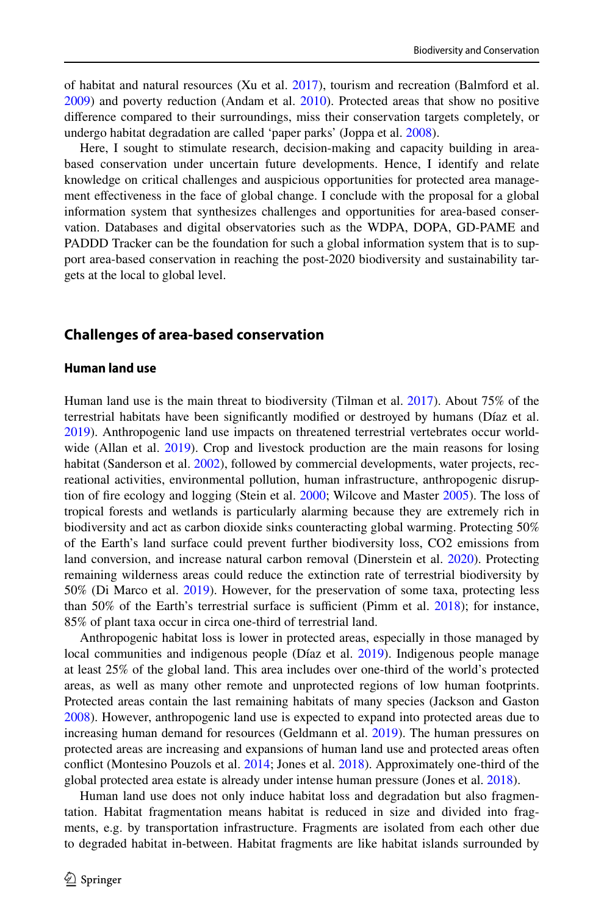of habitat and natural resources (Xu et al. 2017), tourism and recreation (Balmford et al. 2009) and poverty reduction (Andam et al. 2010). Protected areas that show no positive difference compared to their surroundings, miss their conservation targets completely, or undergo habitat degradation are called 'paper parks' (Joppa et al. 2008).

Here, I sought to stimulate research, decision-making and capacity building in area-based conservation under uncertain future developments. Hence, I identify and relate knowledge on critical challenges and auspicious opportunities for protected area management effectiveness in the face of global change. I conclude with the proposal for a global information system that synthesizes challenges and opportunities for area-based conservation. Databases and digital observatories such as the WDPA, DOPA, GD-PAME and PADDD Tracker can be the foundation for such a global information system that is to support area-based conservation in reaching the post-2020 biodiversity and sustainability targets at the local to global level.

## Challenges of area-based conservation

### Human land use

Human land use is the main threat to biodiversity (Tilman et al. 2017). About 75% of the terrestrial habitats have been significantly modified or destroyed by humans (Díaz et al. 2019). Anthropogenic land use impacts on threatened terrestrial vertebrates occur worldwide (Allan et al. 2019). Crop and livestock production are the main reasons for losing habitat (Sanderson et al. 2002), followed by commercial developments, water projects, recreational activities, environmental pollution, human infrastructure, anthropogenic disruption of fire ecology and logging (Stein et al. 2000; Wilcove and Master 2005). The loss of tropical forests and wetlands is particularly alarming because they are extremely rich in biodiversity and act as carbon dioxide sinks counteracting global warming. Protecting 50% of the Earth's land surface could prevent further biodiversity loss, $CO_2$ emissions from land conversion, and increase natural carbon removal (Dinerstein et al. 2020). Protecting remaining wilderness areas could reduce the extinction rate of terrestrial biodiversity by 50% (Di Marco et al. 2019). However, for the preservation of some taxa, protecting less than 50% of the Earth's terrestrial surface is sufficient (Pimm et al. 2018); for instance, 85% of plant taxa occur in circa one-third of terrestrial land.

Anthropogenic habitat loss is lower in protected areas, especially in those managed by local communities and indigenous people (Díaz et al. 2019). Indigenous people manage at least 25% of the global land. This area includes over one-third of the world's protected areas, as well as many other remote and unprotected regions of low human footprints. Protected areas contain the last remaining habitats of many species (Jackson and Gaston 2008). However, anthropogenic land use is expected to expand into protected areas due to increasing human demand for resources (Geldmann et al. 2019). The human pressures on protected areas are increasing and expansions of human land use and protected areas often conflict (Montesino Pouzols et al. 2014; Jones et al. 2018). Approximately one-third of the global protected area estate is already under intense human pressure (Jones et al. 2018).

Human land use does not only induce habitat loss and degradation but also fragmentation. Habitat fragmentation means habitat is reduced in size and divided into fragments, e.g. by transportation infrastructure. Fragments are isolated from each other due to degraded habitat in-between. Habitat fragments are like habitat islands surrounded by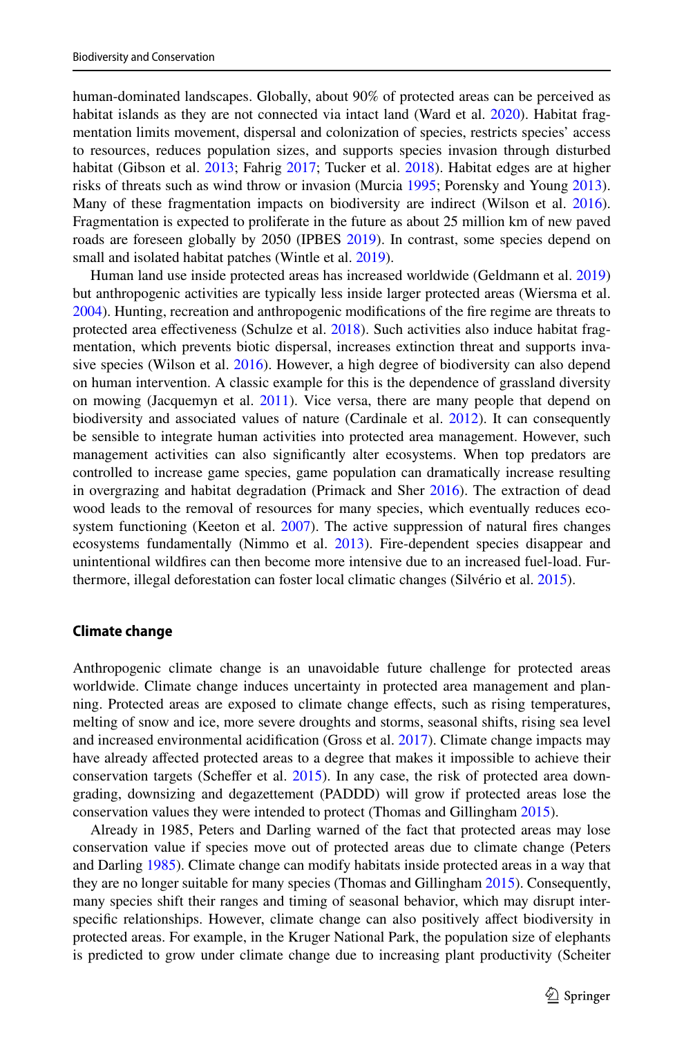human-dominated landscapes. Globally, about 90% of protected areas can be perceived as habitat islands as they are not connected via intact land (Ward et al. 2020). Habitat fragmentation limits movement, dispersal and colonization of species, restricts species' access to resources, reduces population sizes, and supports species invasion through disturbed habitat (Gibson et al. 2013; Fahrig 2017; Tucker et al. 2018). Habitat edges are at higher risks of threats such as wind throw or invasion (Murcia 1995; Porensky and Young 2013). Many of these fragmentation impacts on biodiversity are indirect (Wilson et al. 2016). Fragmentation is expected to proliferate in the future as about 25 million km of new paved roads are foreseen globally by 2050 (IPBES 2019). In contrast, some species depend on small and isolated habitat patches (Wintle et al. 2019).

Human land use inside protected areas has increased worldwide (Geldmann et al. 2019) but anthropogenic activities are typically less inside larger protected areas (Wiersma et al. 2004). Hunting, recreation and anthropogenic modifications of the fire regime are threats to protected area effectiveness (Schulze et al. 2018). Such activities also induce habitat fragmentation, which prevents biotic dispersal, increases extinction threat and supports invasive species (Wilson et al. 2016). However, a high degree of biodiversity can also depend on human intervention. A classic example for this is the dependence of grassland diversity on mowing (Jacquemyn et al. 2011). Vice versa, there are many people that depend on biodiversity and associated values of nature (Cardinale et al. 2012). It can consequently be sensible to integrate human activities into protected area management. However, such management activities can also significantly alter ecosystems. When top predators are controlled to increase game species, game population can dramatically increase resulting in overgrazing and habitat degradation (Primack and Sher 2016). The extraction of dead wood leads to the removal of resources for many species, which eventually reduces ecosystem functioning (Keeton et al. 2007). The active suppression of natural fires changes ecosystems fundamentally (Nimmo et al. 2013). Fire-dependent species disappear and unintentional wildfires can then become more intensive due to an increased fuel-load. Furthermore, illegal deforestation can foster local climatic changes (Silvério et al. 2015).

### Climate change

Anthropogenic climate change is an unavoidable future challenge for protected areas worldwide. Climate change induces uncertainty in protected area management and planning. Protected areas are exposed to climate change effects, such as rising temperatures, melting of snow and ice, more severe droughts and storms, seasonal shifts, rising sea level and increased environmental acidification (Gross et al. 2017). Climate change impacts may have already affected protected areas to a degree that makes it impossible to achieve their conservation targets (Scheffer et al. 2015). In any case, the risk of protected area downgrading, downsizing and degazettement (PADDD) will grow if protected areas lose the conservation values they were intended to protect (Thomas and Gillingham 2015).

Already in 1985, Peters and Darling warned of the fact that protected areas may lose conservation value if species move out of protected areas due to climate change (Peters and Darling 1985). Climate change can modify habitats inside protected areas in a way that they are no longer suitable for many species (Thomas and Gillingham 2015). Consequently, many species shift their ranges and timing of seasonal behavior, which may disrupt interspecific relationships. However, climate change can also positively affect biodiversity in protected areas. For example, in the Kruger National Park, the population size of elephants is predicted to grow under climate change due to increasing plant productivity (Scheiter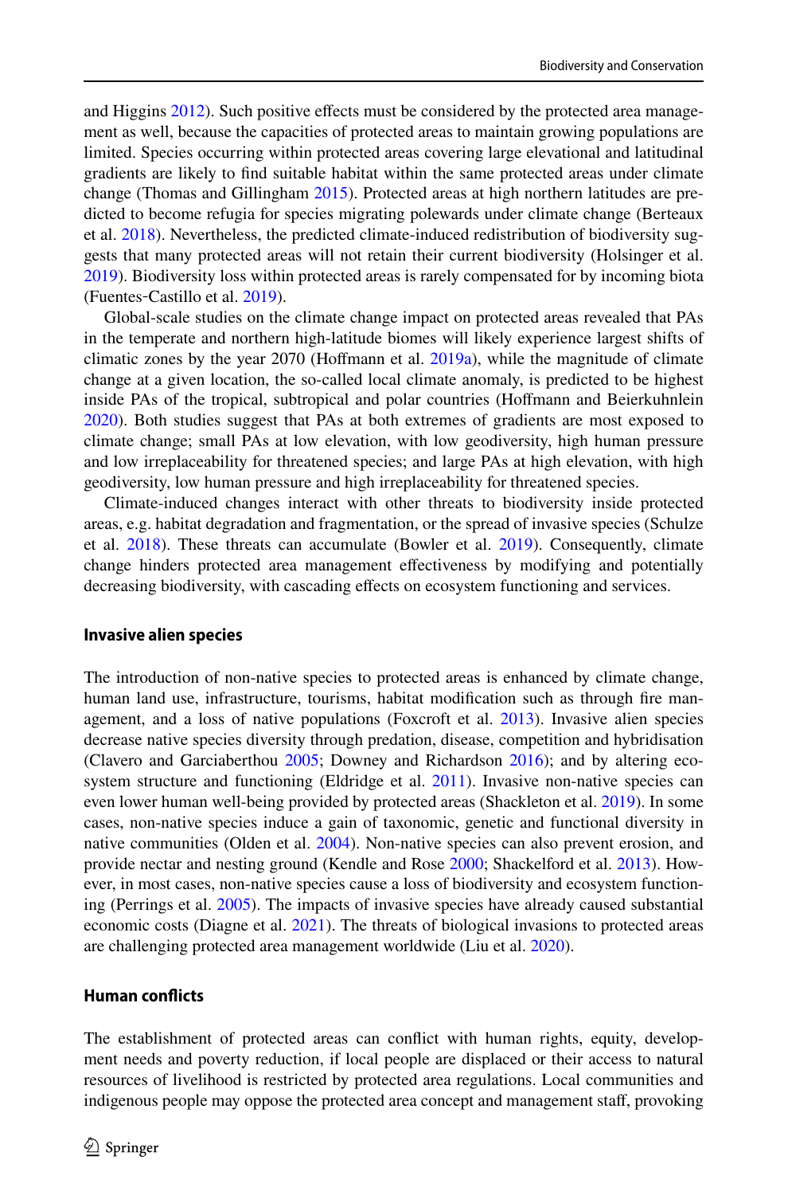and Higgins 2012). Such positive effects must be considered by the protected area management as well, because the capacities of protected areas to maintain growing populations are limited. Species occurring within protected areas covering large elevational and latitudinal gradients are likely to find suitable habitat within the same protected areas under climate change (Thomas and Gillingham 2015). Protected areas at high northern latitudes are predicted to become refugia for species migrating polewards under climate change (Berteaux et al. 2018). Nevertheless, the predicted climate-induced redistribution of biodiversity suggests that many protected areas will not retain their current biodiversity (Holsinger et al. 2019). Biodiversity loss within protected areas is rarely compensated for by incoming biota (Fuentes-Castillo et al. 2019).

Global-scale studies on the climate change impact on protected areas revealed that PAs in the temperate and northern high-latitude biomes will likely experience largest shifts of climatic zones by the year 2070 (Hoffmann et al. 2019a), while the magnitude of climate change at a given location, the so-called local climate anomaly, is predicted to be highest inside PAs of the tropical, subtropical and polar countries (Hoffmann and Beierkuhnlein 2020). Both studies suggest that PAs at both extremes of gradients are most exposed to climate change; small PAs at low elevation, with low geodiversity, high human pressure and low irreplaceability for threatened species; and large PAs at high elevation, with high geodiversity, low human pressure and high irreplaceability for threatened species.

Climate-induced changes interact with other threats to biodiversity inside protected areas, e.g. habitat degradation and fragmentation, or the spread of invasive species (Schulze et al. 2018). These threats can accumulate (Bowler et al. 2019). Consequently, climate change hinders protected area management effectiveness by modifying and potentially decreasing biodiversity, with cascading effects on ecosystem functioning and services.

### Invasive alien species

The introduction of non-native species to protected areas is enhanced by climate change, human land use, infrastructure, tourisms, habitat modification such as through fire management, and a loss of native populations (Foxcroft et al. 2013). Invasive alien species decrease native species diversity through predation, disease, competition and hybridisation (Clavero and Garciaberthou 2005; Downey and Richardson 2016); and by altering ecosystem structure and functioning (Eldridge et al. 2011). Invasive non-native species can even lower human well-being provided by protected areas (Shackleton et al. 2019). In some cases, non-native species induce a gain of taxonomic, genetic and functional diversity in native communities (Olden et al. 2004). Non-native species can also prevent erosion, and provide nectar and nesting ground (Kendle and Rose 2000; Shackelford et al. 2013). However, in most cases, non-native species cause a loss of biodiversity and ecosystem functioning (Perrings et al. 2005). The impacts of invasive species have already caused substantial economic costs (Diagne et al. 2021). The threats of biological invasions to protected areas are challenging protected area management worldwide (Liu et al. 2020).

### Human conflicts

The establishment of protected areas can conflict with human rights, equity, development needs and poverty reduction, if local people are displaced or their access to natural resources of livelihood is restricted by protected area regulations. Local communities and indigenous people may oppose the protected area concept and management staff, provoking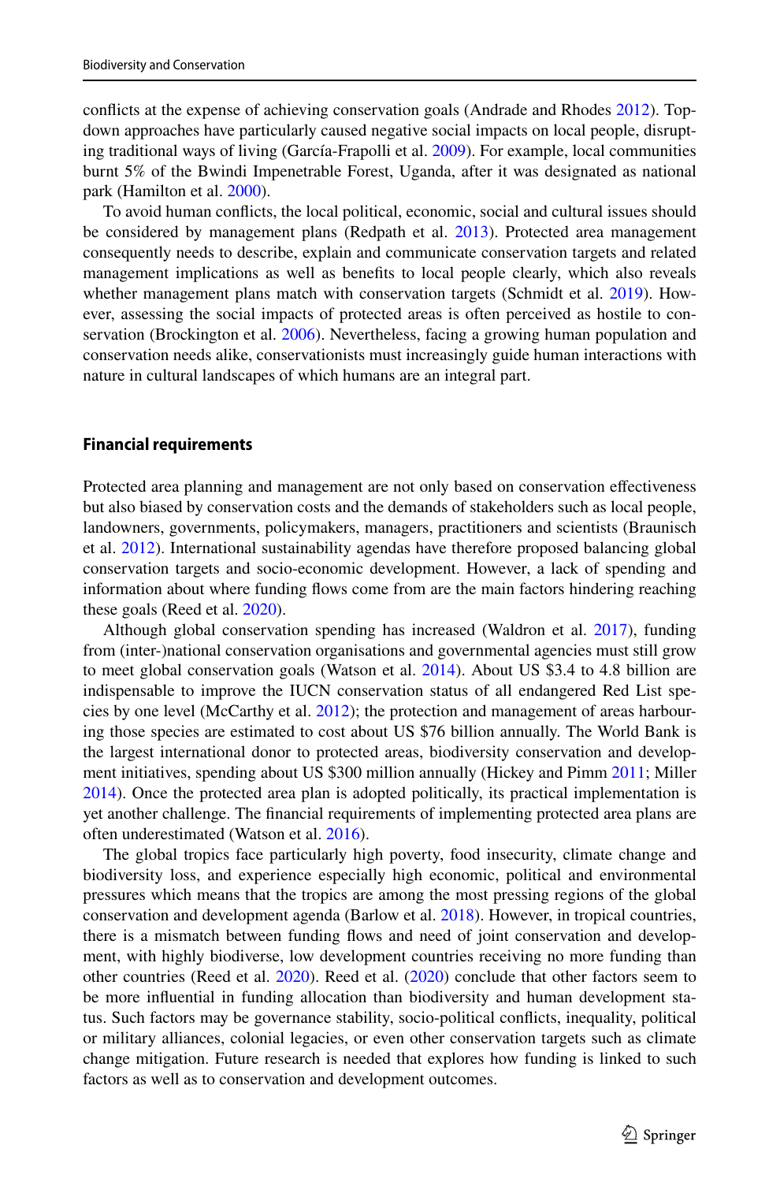conflicts at the expense of achieving conservation goals (Andrade and Rhodes 2012). Top-down approaches have particularly caused negative social impacts on local people, disrupting traditional ways of living (García-Frapolli et al. 2009). For example, local communities burnt 5% of the Bwindi Impenetrable Forest, Uganda, after it was designated as national park (Hamilton et al. 2000).

To avoid human conflicts, the local political, economic, social and cultural issues should be considered by management plans (Redpath et al. 2013). Protected area management consequently needs to describe, explain and communicate conservation targets and related management implications as well as benefits to local people clearly, which also reveals whether management plans match with conservation targets (Schmidt et al. 2019). However, assessing the social impacts of protected areas is often perceived as hostile to conservation (Brockington et al. 2006). Nevertheless, facing a growing human population and conservation needs alike, conservationists must increasingly guide human interactions with nature in cultural landscapes of which humans are an integral part.

### Financial requirements

Protected area planning and management are not only based on conservation effectiveness but also biased by conservation costs and the demands of stakeholders such as local people, landowners, governments, policymakers, managers, practitioners and scientists (Braunisch et al. 2012). International sustainability agendas have therefore proposed balancing global conservation targets and socio-economic development. However, a lack of spending and information about where funding flows come from are the main factors hindering reaching these goals (Reed et al. 2020).

Although global conservation spending has increased (Waldron et al. 2017), funding from (inter-)national conservation organisations and governmental agencies must still grow to meet global conservation goals (Watson et al. 2014). About US $3.4 to 4.8 billion are indispensable to improve the IUCN conservation status of all endangered Red List species by one level (McCarthy et al. 2012); the protection and management of areas harbouring those species are estimated to cost about US $76 billion annually. The World Bank is the largest international donor to protected areas, biodiversity conservation and development initiatives, spending about US $300 million annually (Hickey and Pimm 2011; Miller 2014). Once the protected area plan is adopted politically, its practical implementation is yet another challenge. The financial requirements of implementing protected area plans are often underestimated (Watson et al. 2016).

The global tropics face particularly high poverty, food insecurity, climate change and biodiversity loss, and experience especially high economic, political and environmental pressures which means that the tropics are among the most pressing regions of the global conservation and development agenda (Barlow et al. 2018). However, in tropical countries, there is a mismatch between funding flows and need of joint conservation and development, with highly biodiverse, low development countries receiving no more funding than other countries (Reed et al. 2020). Reed et al. (2020) conclude that other factors seem to be more influential in funding allocation than biodiversity and human development status. Such factors may be governance stability, socio-political conflicts, inequality, political or military alliances, colonial legacies, or even other conservation targets such as climate change mitigation. Future research is needed that explores how funding is linked to such factors as well as to conservation and development outcomes.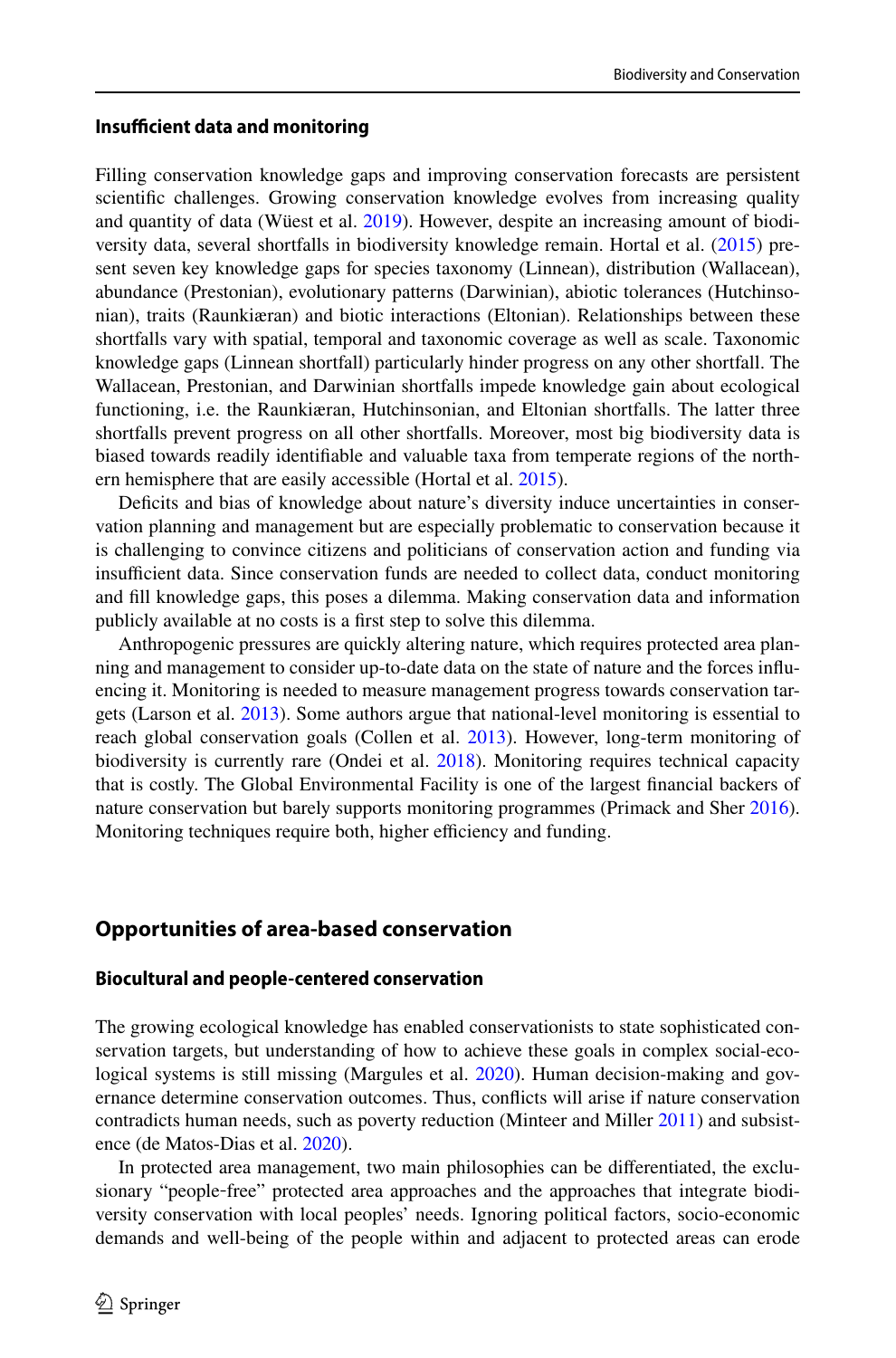### Insufficient data and monitoring

Filling conservation knowledge gaps and improving conservation forecasts are persistent scientific challenges. Growing conservation knowledge evolves from increasing quality and quantity of data (Wüest et al. 2019). However, despite an increasing amount of biodiversity data, several shortfalls in biodiversity knowledge remain. Hortal et al. (2015) present seven key knowledge gaps for species taxonomy (Linnean), distribution (Wallacean), abundance (Prestonian), evolutionary patterns (Darwinian), abiotic tolerances (Hutchinsonian), traits (Raunkiæran) and biotic interactions (Eltonian). Relationships between these shortfalls vary with spatial, temporal and taxonomic coverage as well as scale. Taxonomic knowledge gaps (Linnean shortfall) particularly hinder progress on any other shortfall. The Wallacean, Prestonian, and Darwinian shortfalls impede knowledge gain about ecological functioning, i.e. the Raunkiæran, Hutchinsonian, and Eltonian shortfalls. The latter three shortfalls prevent progress on all other shortfalls. Moreover, most big biodiversity data is biased towards readily identifiable and valuable taxa from temperate regions of the northern hemisphere that are easily accessible (Hortal et al. 2015).

Deficits and bias of knowledge about nature's diversity induce uncertainties in conservation planning and management but are especially problematic to conservation because it is challenging to convince citizens and politicians of conservation action and funding via insufficient data. Since conservation funds are needed to collect data, conduct monitoring and fill knowledge gaps, this poses a dilemma. Making conservation data and information publicly available at no costs is a first step to solve this dilemma.

Anthropogenic pressures are quickly altering nature, which requires protected area planning and management to consider up-to-date data on the state of nature and the forces influencing it. Monitoring is needed to measure management progress towards conservation targets (Larson et al. 2013). Some authors argue that national-level monitoring is essential to reach global conservation goals (Collen et al. 2013). However, long-term monitoring of biodiversity is currently rare (Ondei et al. 2018). Monitoring requires technical capacity that is costly. The Global Environmental Facility is one of the largest financial backers of nature conservation but barely supports monitoring programmes (Primack and Sher 2016). Monitoring techniques require both, higher efficiency and funding.

## Opportunities of area-based conservation

### Biocultural and people-centered conservation

The growing ecological knowledge has enabled conservationists to state sophisticated conservation targets, but understanding of how to achieve these goals in complex social-ecological systems is still missing (Margules et al. 2020). Human decision-making and governance determine conservation outcomes. Thus, conflicts will arise if nature conservation contradicts human needs, such as poverty reduction (Minteer and Miller 2011) and subsistence (de Matos-Dias et al. 2020).

In protected area management, two main philosophies can be differentiated, the exclusionary "people-free" protected area approaches and the approaches that integrate biodiversity conservation with local peoples' needs. Ignoring political factors, socio-economic demands and well-being of the people within and adjacent to protected areas can erode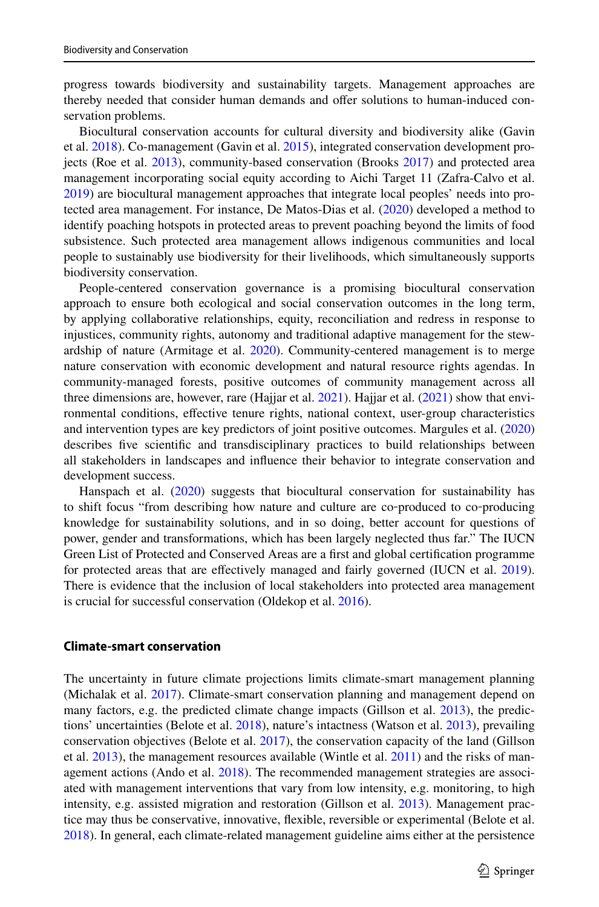progress towards biodiversity and sustainability targets. Management approaches are thereby needed that consider human demands and offer solutions to human-induced conservation problems.

Biocultural conservation accounts for cultural diversity and biodiversity alike (Gavin et al. 2018). Co-management (Gavin et al. 2015), integrated conservation development projects (Roe et al. 2013), community-based conservation (Brooks 2017) and protected area management incorporating social equity according to Aichi Target 11 (Zafra-Calvo et al. 2019) are biocultural management approaches that integrate local peoples' needs into protected area management. For instance, De Matos-Dias et al. (2020) developed a method to identify poaching hotspots in protected areas to prevent poaching beyond the limits of food subsistence. Such protected area management allows indigenous communities and local people to sustainably use biodiversity for their livelihoods, which simultaneously supports biodiversity conservation.

People-centered conservation governance is a promising biocultural conservation approach to ensure both ecological and social conservation outcomes in the long term, by applying collaborative relationships, equity, reconciliation and redress in response to injustices, community rights, autonomy and traditional adaptive management for the stewardship of nature (Armitage et al. 2020). Community-centered management is to merge nature conservation with economic development and natural resource rights agendas. In community-managed forests, positive outcomes of community management across all three dimensions are, however, rare (Hajjar et al. 2021). Hajjar et al. (2021) show that environmental conditions, effective tenure rights, national context, user-group characteristics and intervention types are key predictors of joint positive outcomes. Margules et al. (2020) describes five scientific and transdisciplinary practices to build relationships between all stakeholders in landscapes and influence their behavior to integrate conservation and development success.

Hanspach et al. (2020) suggests that biocultural conservation for sustainability has to shift focus "from describing how nature and culture are co-produced to co-producing knowledge for sustainability solutions, and in so doing, better account for questions of power, gender and transformations, which has been largely neglected thus far." The IUCN Green List of Protected and Conserved Areas are a first and global certification programme for protected areas that are effectively managed and fairly governed (IUCN et al. 2019). There is evidence that the inclusion of local stakeholders into protected area management is crucial for successful conservation (Oldekop et al. 2016).

### Climate-smart conservation

The uncertainty in future climate projections limits climate-smart management planning (Michalak et al. 2017). Climate-smart conservation planning and management depend on many factors, e.g. the predicted climate change impacts (Gillson et al. 2013), the predictions' uncertainties (Belote et al. 2018), nature's intactness (Watson et al. 2013), prevailing conservation objectives (Belote et al. 2017), the conservation capacity of the land (Gillson et al. 2013), the management resources available (Wintle et al. 2011) and the risks of management actions (Ando et al. 2018). The recommended management strategies are associated with management interventions that vary from low intensity, e.g. monitoring, to high intensity, e.g. assisted migration and restoration (Gillson et al. 2013). Management practice may thus be conservative, innovative, flexible, reversible or experimental (Belote et al. 2018). In general, each climate-related management guideline aims either at the persistence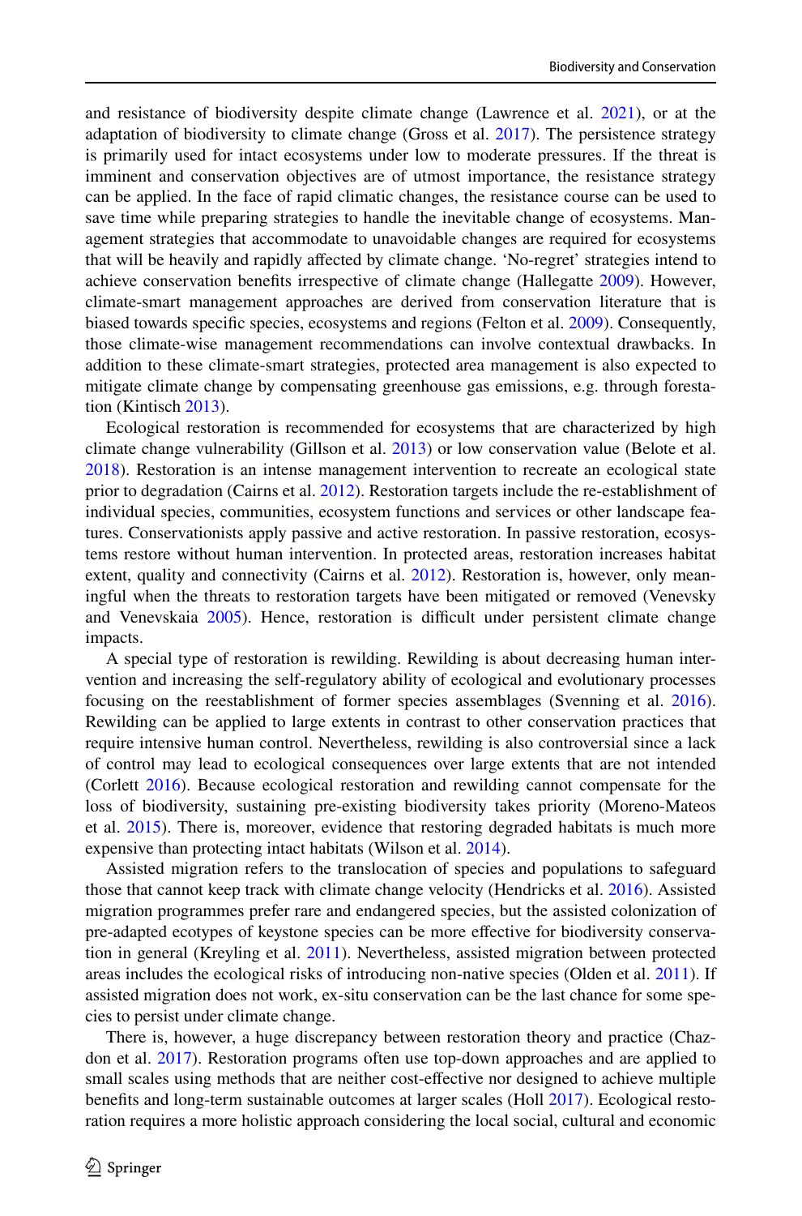and resistance of biodiversity despite climate change (Lawrence et al. 2021), or at the adaptation of biodiversity to climate change (Gross et al. 2017). The persistence strategy is primarily used for intact ecosystems under low to moderate pressures. If the threat is imminent and conservation objectives are of utmost importance, the resistance strategy can be applied. In the face of rapid climatic changes, the resistance course can be used to save time while preparing strategies to handle the inevitable change of ecosystems. Management strategies that accommodate to unavoidable changes are required for ecosystems that will be heavily and rapidly affected by climate change. 'No-regret' strategies intend to achieve conservation benefits irrespective of climate change (Hallegatte 2009). However, climate-smart management approaches are derived from conservation literature that is biased towards specific species, ecosystems and regions (Felton et al. 2009). Consequently, those climate-wise management recommendations can involve contextual drawbacks. In addition to these climate-smart strategies, protected area management is also expected to mitigate climate change by compensating greenhouse gas emissions, e.g. through forestation (Kintisch 2013).

Ecological restoration is recommended for ecosystems that are characterized by high climate change vulnerability (Gillson et al. 2013) or low conservation value (Belote et al. 2018). Restoration is an intense management intervention to recreate an ecological state prior to degradation (Cairns et al. 2012). Restoration targets include the re-establishment of individual species, communities, ecosystem functions and services or other landscape features. Conservationists apply passive and active restoration. In passive restoration, ecosystems restore without human intervention. In protected areas, restoration increases habitat extent, quality and connectivity (Cairns et al. 2012). Restoration is, however, only meaningful when the threats to restoration targets have been mitigated or removed (Venevsky and Venevskaia 2005). Hence, restoration is difficult under persistent climate change impacts.

A special type of restoration is rewilding. Rewilding is about decreasing human intervention and increasing the self-regulatory ability of ecological and evolutionary processes focusing on the reestablishment of former species assemblages (Svenning et al. 2016). Rewilding can be applied to large extents in contrast to other conservation practices that require intensive human control. Nevertheless, rewilding is also controversial since a lack of control may lead to ecological consequences over large extents that are not intended (Corlett 2016). Because ecological restoration and rewilding cannot compensate for the loss of biodiversity, sustaining pre-existing biodiversity takes priority (Moreno-Mateos et al. 2015). There is, moreover, evidence that restoring degraded habitats is much more expensive than protecting intact habitats (Wilson et al. 2014).

Assisted migration refers to the translocation of species and populations to safeguard those that cannot keep track with climate change velocity (Hendricks et al. 2016). Assisted migration programmes prefer rare and endangered species, but the assisted colonization of pre-adapted ecotypes of keystone species can be more effective for biodiversity conservation in general (Kreyling et al. 2011). Nevertheless, assisted migration between protected areas includes the ecological risks of introducing non-native species (Olden et al. 2011). If assisted migration does not work, ex-situ conservation can be the last chance for some species to persist under climate change.

There is, however, a huge discrepancy between restoration theory and practice (Chazdon et al. 2017). Restoration programs often use top-down approaches and are applied to small scales using methods that are neither cost-effective nor designed to achieve multiple benefits and long-term sustainable outcomes at larger scales (Holl 2017). Ecological restoration requires a more holistic approach considering the local social, cultural and economic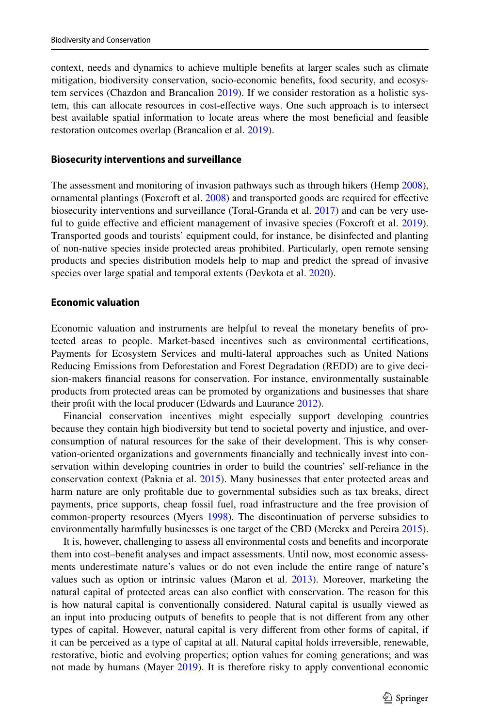context, needs and dynamics to achieve multiple benefits at larger scales such as climate mitigation, biodiversity conservation, socio-economic benefits, food security, and ecosystem services (Chazdon and Brancalion 2019). If we consider restoration as a holistic system, this can allocate resources in cost-effective ways. One such approach is to intersect best available spatial information to locate areas where the most beneficial and feasible restoration outcomes overlap (Brancalion et al. 2019).

#### Biosecurity interventions and surveillance

The assessment and monitoring of invasion pathways such as through hikers (Hemp 2008), ornamental plantings (Foxcroft et al. 2008) and transported goods are required for effective biosecurity interventions and surveillance (Toral-Granda et al. 2017) and can be very useful to guide effective and efficient management of invasive species (Foxcroft et al. 2019). Transported goods and tourists' equipment could, for instance, be disinfected and planting of non-native species inside protected areas prohibited. Particularly, open remote sensing products and species distribution models help to map and predict the spread of invasive species over large spatial and temporal extents (Devkota et al. 2020).

#### Economic valuation

Economic valuation and instruments are helpful to reveal the monetary benefits of protected areas to people. Market-based incentives such as environmental certifications, Payments for Ecosystem Services and multi-lateral approaches such as United Nations Reducing Emissions from Deforestation and Forest Degradation (REDD) are to give decision-makers financial reasons for conservation. For instance, environmentally sustainable products from protected areas can be promoted by organizations and businesses that share their profit with the local producer (Edwards and Laurance 2012).

Financial conservation incentives might especially support developing countries because they contain high biodiversity but tend to societal poverty and injustice, and overconsumption of natural resources for the sake of their development. This is why conservation-oriented organizations and governments financially and technically invest into conservation within developing countries in order to build the countries' self-reliance in the conservation context (Paknia et al. 2015). Many businesses that enter protected areas and harm nature are only profitable due to governmental subsidies such as tax breaks, direct payments, price supports, cheap fossil fuel, road infrastructure and the free provision of common-property resources (Myers 1998). The discontinuation of perverse subsidies to environmentally harmfully businesses is one target of the CBD (Merckx and Pereira 2015).

It is, however, challenging to assess all environmental costs and benefits and incorporate them into cost–benefit analyses and impact assessments. Until now, most economic assessments underestimate nature's values or do not even include the entire range of nature's values such as option or intrinsic values (Maron et al. 2013). Moreover, marketing the natural capital of protected areas can also conflict with conservation. The reason for this is how natural capital is conventionally considered. Natural capital is usually viewed as an input into producing outputs of benefits to people that is not different from any other types of capital. However, natural capital is very different from other forms of capital, if it can be perceived as a type of capital at all. Natural capital holds irreversible, renewable, restorative, biotic and evolving properties; option values for coming generations; and was not made by humans (Mayer 2019). It is therefore risky to apply conventional economic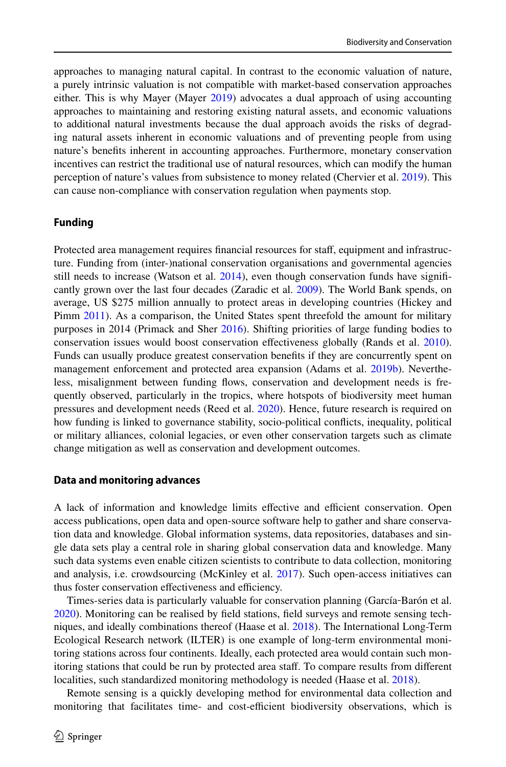approaches to managing natural capital. In contrast to the economic valuation of nature, a purely intrinsic valuation is not compatible with market-based conservation approaches either. This is why Mayer (Mayer 2019) advocates a dual approach of using accounting approaches to maintaining and restoring existing natural assets, and economic valuations to additional natural investments because the dual approach avoids the risks of degrading natural assets inherent in economic valuations and of preventing people from using nature's benefits inherent in accounting approaches. Furthermore, monetary conservation incentives can restrict the traditional use of natural resources, which can modify the human perception of nature's values from subsistence to money related (Chervier et al. 2019). This can cause non-compliance with conservation regulation when payments stop.

### Funding

Protected area management requires financial resources for staff, equipment and infrastructure. Funding from (inter-)national conservation organisations and governmental agencies still needs to increase (Watson et al. 2014), even though conservation funds have significantly grown over the last four decades (Zaradic et al. 2009). The World Bank spends, on average, US $275 million annually to protect areas in developing countries (Hickey and Pimm 2011). As a comparison, the United States spent threefold the amount for military purposes in 2014 (Primack and Sher 2016). Shifting priorities of large funding bodies to conservation issues would boost conservation effectiveness globally (Rands et al. 2010). Funds can usually produce greatest conservation benefits if they are concurrently spent on management enforcement and protected area expansion (Adams et al. 2019b). Nevertheless, misalignment between funding flows, conservation and development needs is frequently observed, particularly in the tropics, where hotspots of biodiversity meet human pressures and development needs (Reed et al. 2020). Hence, future research is required on how funding is linked to governance stability, socio-political conflicts, inequality, political or military alliances, colonial legacies, or even other conservation targets such as climate change mitigation as well as conservation and development outcomes.

### Data and monitoring advances

A lack of information and knowledge limits effective and efficient conservation. Open access publications, open data and open-source software help to gather and share conservation data and knowledge. Global information systems, data repositories, databases and single data sets play a central role in sharing global conservation data and knowledge. Many such data systems even enable citizen scientists to contribute to data collection, monitoring and analysis, i.e. crowdsourcing (McKinley et al. 2017). Such open-access initiatives can thus foster conservation effectiveness and efficiency.

Times-series data is particularly valuable for conservation planning (García-Barón et al. 2020). Monitoring can be realised by field stations, field surveys and remote sensing techniques, and ideally combinations thereof (Haase et al. 2018). The International Long-Term Ecological Research network (ILTER) is one example of long-term environmental monitoring stations across four continents. Ideally, each protected area would contain such monitoring stations that could be run by protected area staff. To compare results from different localities, such standardized monitoring methodology is needed (Haase et al. 2018).

Remote sensing is a quickly developing method for environmental data collection and monitoring that facilitates time- and cost-efficient biodiversity observations, which is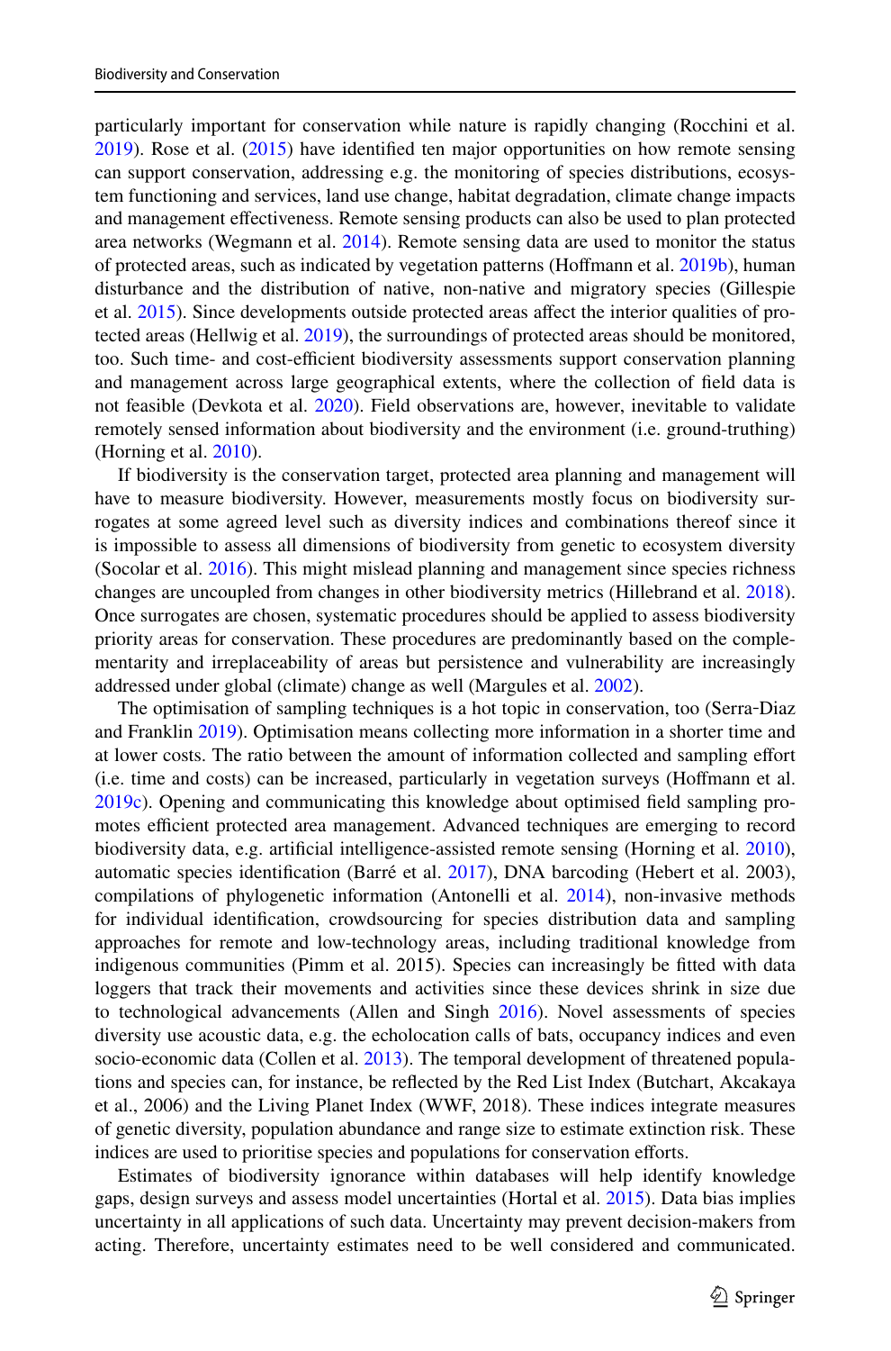particularly important for conservation while nature is rapidly changing (Rocchini et al. 2019). Rose et al. (2015) have identified ten major opportunities on how remote sensing can support conservation, addressing e.g. the monitoring of species distributions, ecosystem functioning and services, land use change, habitat degradation, climate change impacts and management effectiveness. Remote sensing products can also be used to plan protected area networks (Wegmann et al. 2014). Remote sensing data are used to monitor the status of protected areas, such as indicated by vegetation patterns (Hoffmann et al. 2019b), human disturbance and the distribution of native, non-native and migratory species (Gillespie et al. 2015). Since developments outside protected areas affect the interior qualities of protected areas (Hellwig et al. 2019), the surroundings of protected areas should be monitored, too. Such time- and cost-efficient biodiversity assessments support conservation planning and management across large geographical extents, where the collection of field data is not feasible (Devkota et al. 2020). Field observations are, however, inevitable to validate remotely sensed information about biodiversity and the environment (i.e. ground-truthing) (Horning et al. 2010).

If biodiversity is the conservation target, protected area planning and management will have to measure biodiversity. However, measurements mostly focus on biodiversity surrogates at some agreed level such as diversity indices and combinations thereof since it is impossible to assess all dimensions of biodiversity from genetic to ecosystem diversity (Socolar et al. 2016). This might mislead planning and management since species richness changes are uncoupled from changes in other biodiversity metrics (Hillebrand et al. 2018). Once surrogates are chosen, systematic procedures should be applied to assess biodiversity priority areas for conservation. These procedures are predominantly based on the complementarity and irreplaceability of areas but persistence and vulnerability are increasingly addressed under global (climate) change as well (Margules et al. 2002).

The optimisation of sampling techniques is a hot topic in conservation, too (Serra-Diaz and Franklin 2019). Optimisation means collecting more information in a shorter time and at lower costs. The ratio between the amount of information collected and sampling effort (i.e. time and costs) can be increased, particularly in vegetation surveys (Hoffmann et al. 2019c). Opening and communicating this knowledge about optimised field sampling promotes efficient protected area management. Advanced techniques are emerging to record biodiversity data, e.g. artificial intelligence-assisted remote sensing (Horning et al. 2010), automatic species identification (Barré et al. 2017), DNA barcoding (Hebert et al. 2003), compilations of phylogenetic information (Antonelli et al. 2014), non-invasive methods for individual identification, crowdsourcing for species distribution data and sampling approaches for remote and low-technology areas, including traditional knowledge from indigenous communities (Pimm et al. 2015). Species can increasingly be fitted with data loggers that track their movements and activities since these devices shrink in size due to technological advancements (Allen and Singh 2016). Novel assessments of species diversity use acoustic data, e.g. the echolocation calls of bats, occupancy indices and even socio-economic data (Collen et al. 2013). The temporal development of threatened populations and species can, for instance, be reflected by the Red List Index (Butchart, Akcakaya et al., 2006) and the Living Planet Index (WWF, 2018). These indices integrate measures of genetic diversity, population abundance and range size to estimate extinction risk. These indices are used to prioritise species and populations for conservation efforts.

Estimates of biodiversity ignorance within databases will help identify knowledge gaps, design surveys and assess model uncertainties (Hortal et al. 2015). Data bias implies uncertainty in all applications of such data. Uncertainty may prevent decision-makers from acting. Therefore, uncertainty estimates need to be well considered and communicated.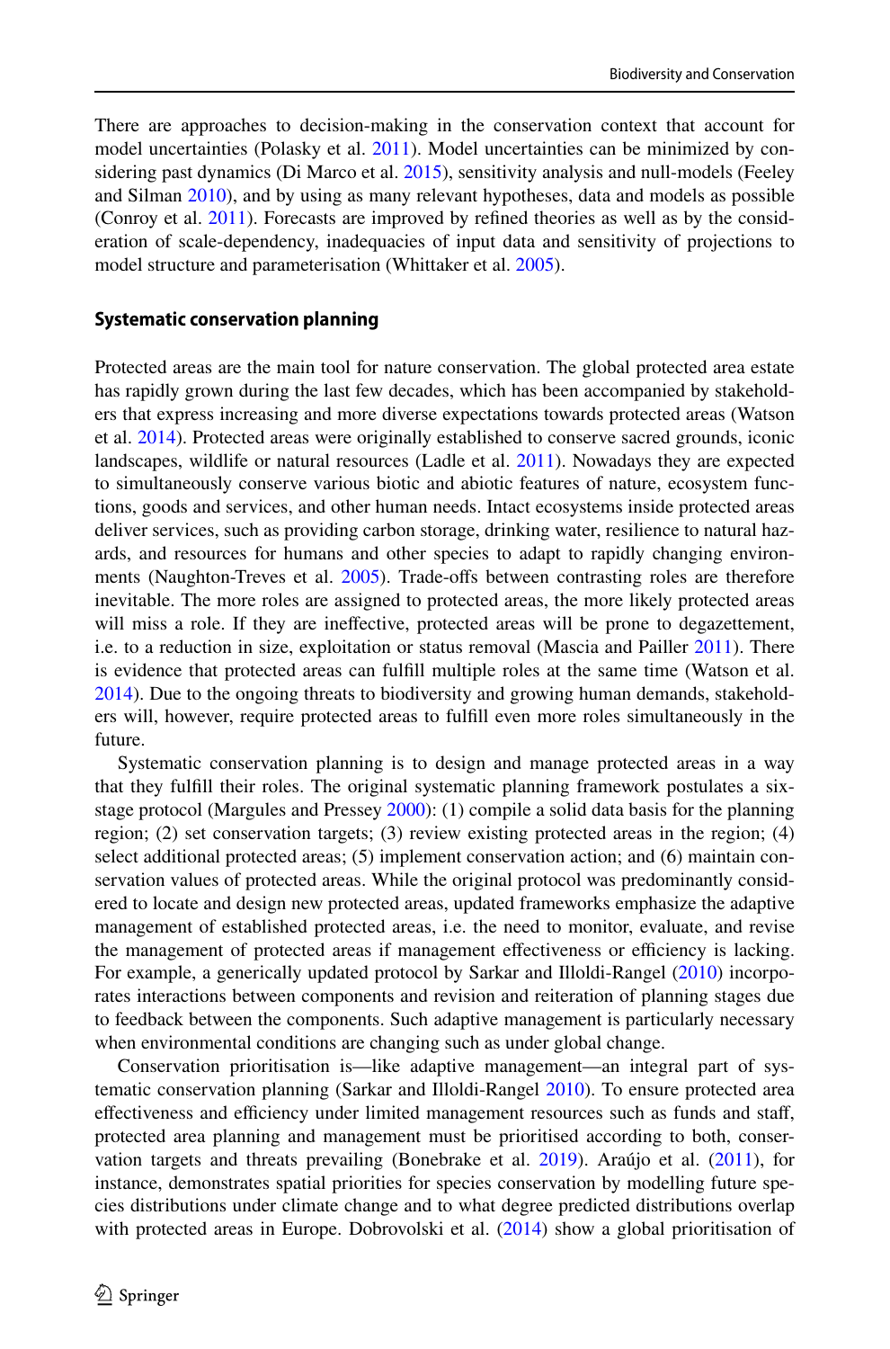There are approaches to decision-making in the conservation context that account for model uncertainties (Polasky et al. 2011). Model uncertainties can be minimized by considering past dynamics (Di Marco et al. 2015), sensitivity analysis and null-models (Feeley and Silman 2010), and by using as many relevant hypotheses, data and models as possible (Conroy et al. 2011). Forecasts are improved by refined theories as well as by the consideration of scale-dependency, inadequacies of input data and sensitivity of projections to model structure and parameterisation (Whittaker et al. 2005).

### Systematic conservation planning

Protected areas are the main tool for nature conservation. The global protected area estate has rapidly grown during the last few decades, which has been accompanied by stakeholders that express increasing and more diverse expectations towards protected areas (Watson et al. 2014). Protected areas were originally established to conserve sacred grounds, iconic landscapes, wildlife or natural resources (Ladle et al. 2011). Nowadays they are expected to simultaneously conserve various biotic and abiotic features of nature, ecosystem functions, goods and services, and other human needs. Intact ecosystems inside protected areas deliver services, such as providing carbon storage, drinking water, resilience to natural hazards, and resources for humans and other species to adapt to rapidly changing environments (Naughton-Treves et al. 2005). Trade-offs between contrasting roles are therefore inevitable. The more roles are assigned to protected areas, the more likely protected areas will miss a role. If they are ineffective, protected areas will be prone to degazettement, i.e. to a reduction in size, exploitation or status removal (Mascia and Pailler 2011). There is evidence that protected areas can fulfill multiple roles at the same time (Watson et al. 2014). Due to the ongoing threats to biodiversity and growing human demands, stakeholders will, however, require protected areas to fulfill even more roles simultaneously in the future.

Systematic conservation planning is to design and manage protected areas in a way that they fulfill their roles. The original systematic planning framework postulates a six-stage protocol (Margules and Pressey 2000): (1) compile a solid data basis for the planning region; (2) set conservation targets; (3) review existing protected areas in the region; (4) select additional protected areas; (5) implement conservation action; and (6) maintain conservation values of protected areas. While the original protocol was predominantly considered to locate and design new protected areas, updated frameworks emphasize the adaptive management of established protected areas, i.e. the need to monitor, evaluate, and revise the management of protected areas if management effectiveness or efficiency is lacking. For example, a generically updated protocol by Sarkar and Illoldi-Rangel (2010) incorporates interactions between components and revision and reiteration of planning stages due to feedback between the components. Such adaptive management is particularly necessary when environmental conditions are changing such as under global change.

Conservation prioritisation is—like adaptive management—an integral part of systematic conservation planning (Sarkar and Illoldi-Rangel 2010). To ensure protected area effectiveness and efficiency under limited management resources such as funds and staff, protected area planning and management must be prioritised according to both, conservation targets and threats prevailing (Bonebrake et al. 2019). Araújo et al. (2011), for instance, demonstrates spatial priorities for species conservation by modelling future species distributions under climate change and to what degree predicted distributions overlap with protected areas in Europe. Dobrovolski et al. (2014) show a global prioritisation of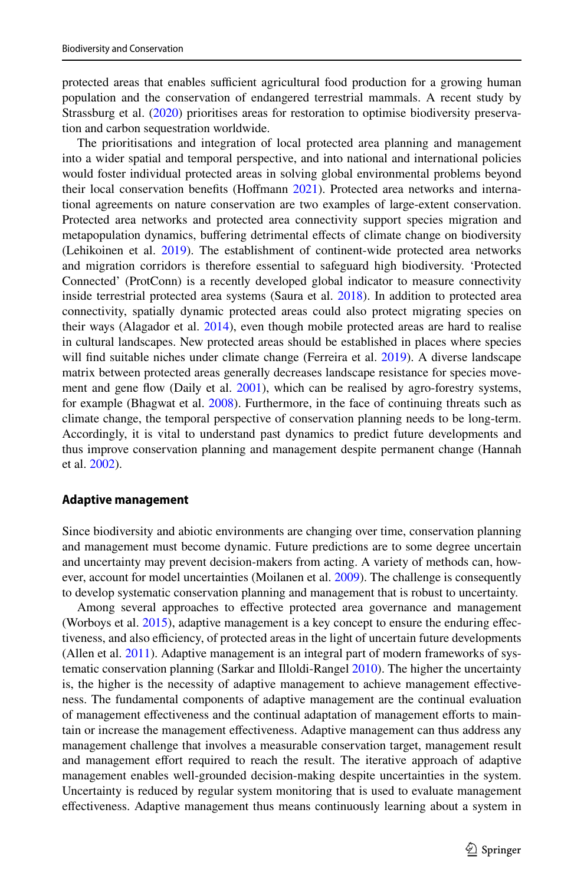protected areas that enables sufficient agricultural food production for a growing human population and the conservation of endangered terrestrial mammals. A recent study by Strassburg et al. (2020) prioritises areas for restoration to optimise biodiversity preservation and carbon sequestration worldwide.

The prioritisations and integration of local protected area planning and management into a wider spatial and temporal perspective, and into national and international policies would foster individual protected areas in solving global environmental problems beyond their local conservation benefits (Hoffmann 2021). Protected area networks and international agreements on nature conservation are two examples of large-extent conservation. Protected area networks and protected area connectivity support species migration and metapopulation dynamics, buffering detrimental effects of climate change on biodiversity (Lehikoinen et al. 2019). The establishment of continent-wide protected area networks and migration corridors is therefore essential to safeguard high biodiversity. 'Protected Connected' (ProtConn) is a recently developed global indicator to measure connectivity inside terrestrial protected area systems (Saura et al. 2018). In addition to protected area connectivity, spatially dynamic protected areas could also protect migrating species on their ways (Alagador et al. 2014), even though mobile protected areas are hard to realise in cultural landscapes. New protected areas should be established in places where species will find suitable niches under climate change (Ferreira et al. 2019). A diverse landscape matrix between protected areas generally decreases landscape resistance for species movement and gene flow (Daily et al. 2001), which can be realised by agro-forestry systems, for example (Bhagwat et al. 2008). Furthermore, in the face of continuing threats such as climate change, the temporal perspective of conservation planning needs to be long-term. Accordingly, it is vital to understand past dynamics to predict future developments and thus improve conservation planning and management despite permanent change (Hannah et al. 2002).

### Adaptive management

Since biodiversity and abiotic environments are changing over time, conservation planning and management must become dynamic. Future predictions are to some degree uncertain and uncertainty may prevent decision-makers from acting. A variety of methods can, however, account for model uncertainties (Moilanen et al. 2009). The challenge is consequently to develop systematic conservation planning and management that is robust to uncertainty.

Among several approaches to effective protected area governance and management (Worboys et al. 2015), adaptive management is a key concept to ensure the enduring effectiveness, and also efficiency, of protected areas in the light of uncertain future developments (Allen et al. 2011). Adaptive management is an integral part of modern frameworks of systematic conservation planning (Sarkar and Illoldi-Rangel 2010). The higher the uncertainty is, the higher is the necessity of adaptive management to achieve management effectiveness. The fundamental components of adaptive management are the continual evaluation of management effectiveness and the continual adaptation of management efforts to maintain or increase the management effectiveness. Adaptive management can thus address any management challenge that involves a measurable conservation target, management result and management effort required to reach the result. The iterative approach of adaptive management enables well-grounded decision-making despite uncertainties in the system. Uncertainty is reduced by regular system monitoring that is used to evaluate management effectiveness. Adaptive management thus means continuously learning about a system in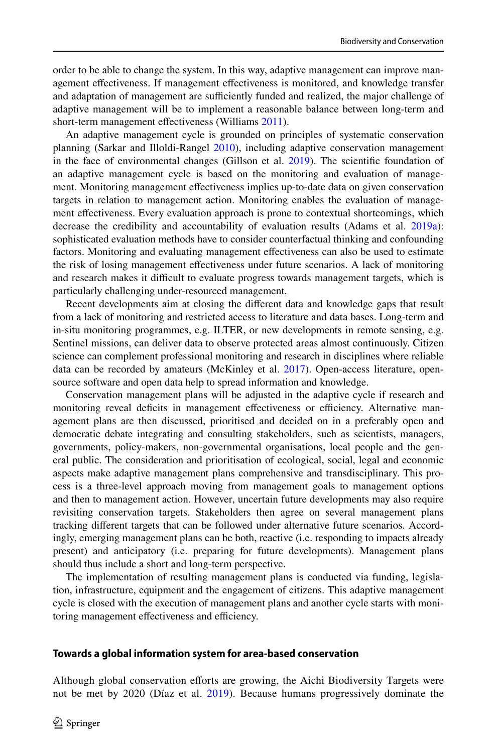order to be able to change the system. In this way, adaptive management can improve management effectiveness. If management effectiveness is monitored, and knowledge transfer and adaptation of management are sufficiently funded and realized, the major challenge of adaptive management will be to implement a reasonable balance between long-term and short-term management effectiveness (Williams 2011).

An adaptive management cycle is grounded on principles of systematic conservation planning (Sarkar and Illoldi-Rangel 2010), including adaptive conservation management in the face of environmental changes (Gillson et al. 2019). The scientific foundation of an adaptive management cycle is based on the monitoring and evaluation of management. Monitoring management effectiveness implies up-to-date data on given conservation targets in relation to management action. Monitoring enables the evaluation of management effectiveness. Every evaluation approach is prone to contextual shortcomings, which decrease the credibility and accountability of evaluation results (Adams et al. 2019a): sophisticated evaluation methods have to consider counterfactual thinking and confounding factors. Monitoring and evaluating management effectiveness can also be used to estimate the risk of losing management effectiveness under future scenarios. A lack of monitoring and research makes it difficult to evaluate progress towards management targets, which is particularly challenging under-resourced management.

Recent developments aim at closing the different data and knowledge gaps that result from a lack of monitoring and restricted access to literature and data bases. Long-term and in-situ monitoring programmes, e.g. ILTER, or new developments in remote sensing, e.g. Sentinel missions, can deliver data to observe protected areas almost continuously. Citizen science can complement professional monitoring and research in disciplines where reliable data can be recorded by amateurs (McKinley et al. 2017). Open-access literature, open-source software and open data help to spread information and knowledge.

Conservation management plans will be adjusted in the adaptive cycle if research and monitoring reveal deficits in management effectiveness or efficiency. Alternative management plans are then discussed, prioritised and decided on in a preferably open and democratic debate integrating and consulting stakeholders, such as scientists, managers, governments, policy-makers, non-governmental organisations, local people and the general public. The consideration and prioritisation of ecological, social, legal and economic aspects make adaptive management plans comprehensive and transdisciplinary. This process is a three-level approach moving from management goals to management options and then to management action. However, uncertain future developments may also require revisiting conservation targets. Stakeholders then agree on several management plans tracking different targets that can be followed under alternative future scenarios. Accordingly, emerging management plans can be both, reactive (i.e. responding to impacts already present) and anticipatory (i.e. preparing for future developments). Management plans should thus include a short and long-term perspective.

The implementation of resulting management plans is conducted via funding, legislation, infrastructure, equipment and the engagement of citizens. This adaptive management cycle is closed with the execution of management plans and another cycle starts with monitoring management effectiveness and efficiency.

## Towards a global information system for area-based conservation

Although global conservation efforts are growing, the Aichi Biodiversity Targets were not be met by 2020 (Díaz et al. 2019). Because humans progressively dominate the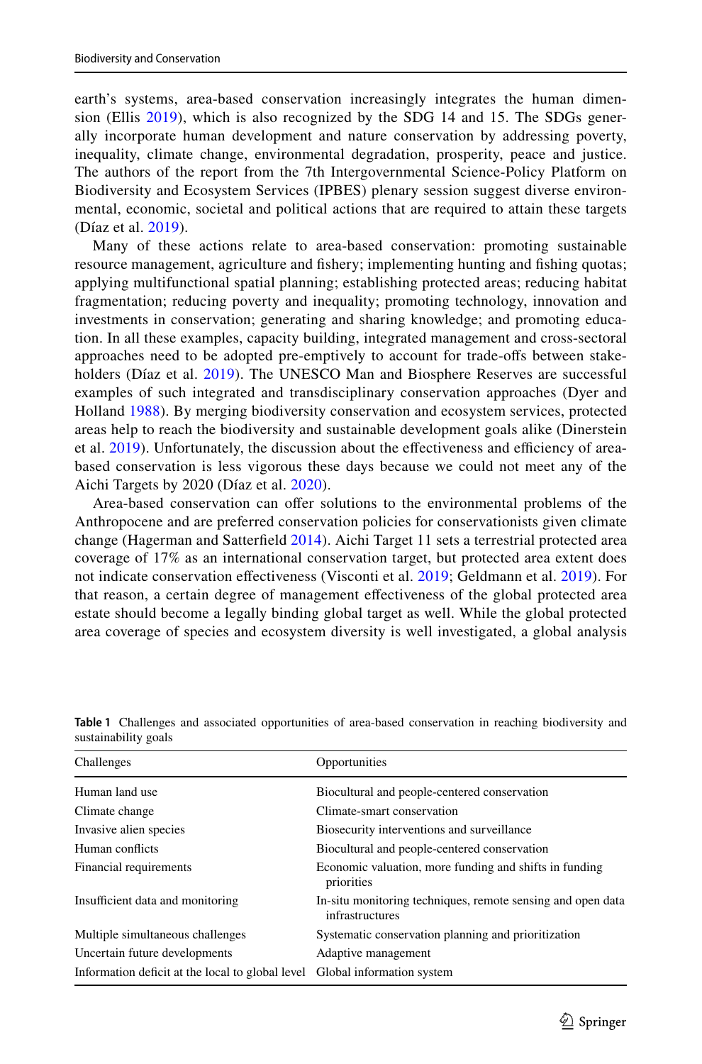earth's systems, area-based conservation increasingly integrates the human dimension (Ellis 2019), which is also recognized by the SDG 14 and 15. The SDGs generally incorporate human development and nature conservation by addressing poverty, inequality, climate change, environmental degradation, prosperity, peace and justice. The authors of the report from the 7th Intergovernmental Science-Policy Platform on Biodiversity and Ecosystem Services (IPBES) plenary session suggest diverse environmental, economic, societal and political actions that are required to attain these targets (Díaz et al. 2019).

Many of these actions relate to area-based conservation: promoting sustainable resource management, agriculture and fishery; implementing hunting and fishing quotas; applying multifunctional spatial planning; establishing protected areas; reducing habitat fragmentation; reducing poverty and inequality; promoting technology, innovation and investments in conservation; generating and sharing knowledge; and promoting education. In all these examples, capacity building, integrated management and cross-sectoral approaches need to be adopted pre-emptively to account for trade-offs between stakeholders (Díaz et al. 2019). The UNESCO Man and Biosphere Reserves are successful examples of such integrated and transdisciplinary conservation approaches (Dyer and Holland 1988). By merging biodiversity conservation and ecosystem services, protected areas help to reach the biodiversity and sustainable development goals alike (Dinerstein et al. 2019). Unfortunately, the discussion about the effectiveness and efficiency of area-based conservation is less vigorous these days because we could not meet any of the Aichi Targets by 2020 (Díaz et al. 2020).

Area-based conservation can offer solutions to the environmental problems of the Anthropocene and are preferred conservation policies for conservationists given climate change (Hagerman and Satterfield 2014). Aichi Target 11 sets a terrestrial protected area coverage of 17% as an international conservation target, but protected area extent does not indicate conservation effectiveness (Visconti et al. 2019; Geldmann et al. 2019). For that reason, a certain degree of management effectiveness of the global protected area estate should become a legally binding global target as well. While the global protected area coverage of species and ecosystem diversity is well investigated, a global analysis

**Table 1** Challenges and associated opportunities of area-based conservation in reaching biodiversity and sustainability goals

| Challenges | Opportunities |
|---|---|
| Human land use | Biocultural and people-centered conservation |
| Climate change | Climate-smart conservation |
| Invasive alien species | Biosecurity interventions and surveillance |
| Human conflicts | Biocultural and people-centered conservation |
| Financial requirements | Economic valuation, more funding and shifts in funding priorities |
| Insufficient data and monitoring | In-situ monitoring techniques, remote sensing and open data infrastructures |
| Multiple simultaneous challenges | Systematic conservation planning and prioritization |
| Uncertain future developments | Adaptive management |
| Information deficit at the local to global level | Global information system |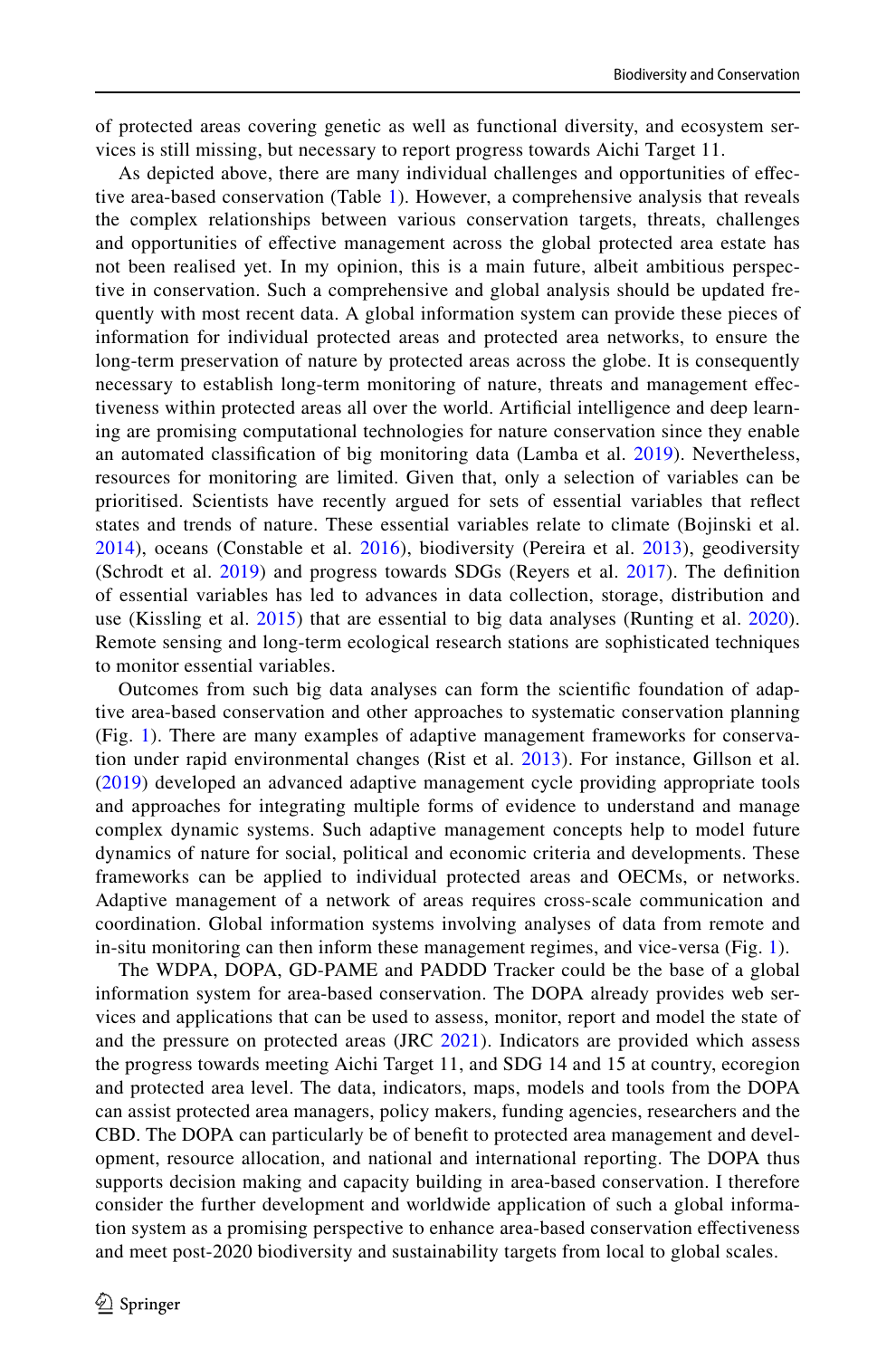of protected areas covering genetic as well as functional diversity, and ecosystem services is still missing, but necessary to report progress towards Aichi Target 11.

As depicted above, there are many individual challenges and opportunities of effective area-based conservation (Table 1). However, a comprehensive analysis that reveals the complex relationships between various conservation targets, threats, challenges and opportunities of effective management across the global protected area estate has not been realised yet. In my opinion, this is a main future, albeit ambitious perspective in conservation. Such a comprehensive and global analysis should be updated frequently with most recent data. A global information system can provide these pieces of information for individual protected areas and protected area networks, to ensure the long-term preservation of nature by protected areas across the globe. It is consequently necessary to establish long-term monitoring of nature, threats and management effectiveness within protected areas all over the world. Artificial intelligence and deep learning are promising computational technologies for nature conservation since they enable an automated classification of big monitoring data (Lamba et al. 2019). Nevertheless, resources for monitoring are limited. Given that, only a selection of variables can be prioritised. Scientists have recently argued for sets of essential variables that reflect states and trends of nature. These essential variables relate to climate (Bojinski et al. 2014), oceans (Constable et al. 2016), biodiversity (Pereira et al. 2013), geodiversity (Schrodt et al. 2019) and progress towards SDGs (Reyers et al. 2017). The definition of essential variables has led to advances in data collection, storage, distribution and use (Kissling et al. 2015) that are essential to big data analyses (Runting et al. 2020). Remote sensing and long-term ecological research stations are sophisticated techniques to monitor essential variables.

Outcomes from such big data analyses can form the scientific foundation of adaptive area-based conservation and other approaches to systematic conservation planning (Fig. 1). There are many examples of adaptive management frameworks for conservation under rapid environmental changes (Rist et al. 2013). For instance, Gillson et al. (2019) developed an advanced adaptive management cycle providing appropriate tools and approaches for integrating multiple forms of evidence to understand and manage complex dynamic systems. Such adaptive management concepts help to model future dynamics of nature for social, political and economic criteria and developments. These frameworks can be applied to individual protected areas and OECMs, or networks. Adaptive management of a network of areas requires cross-scale communication and coordination. Global information systems involving analyses of data from remote and in-situ monitoring can then inform these management regimes, and vice-versa (Fig. 1).

The WDPA, DOPA, GD-PAME and PADDD Tracker could be the base of a global information system for area-based conservation. The DOPA already provides web services and applications that can be used to assess, monitor, report and model the state of and the pressure on protected areas (JRC 2021). Indicators are provided which assess the progress towards meeting Aichi Target 11, and SDG 14 and 15 at country, ecoregion and protected area level. The data, indicators, maps, models and tools from the DOPA can assist protected area managers, policy makers, funding agencies, researchers and the CBD. The DOPA can particularly be of benefit to protected area management and development, resource allocation, and national and international reporting. The DOPA thus supports decision making and capacity building in area-based conservation. I therefore consider the further development and worldwide application of such a global information system as a promising perspective to enhance area-based conservation effectiveness and meet post-2020 biodiversity and sustainability targets from local to global scales.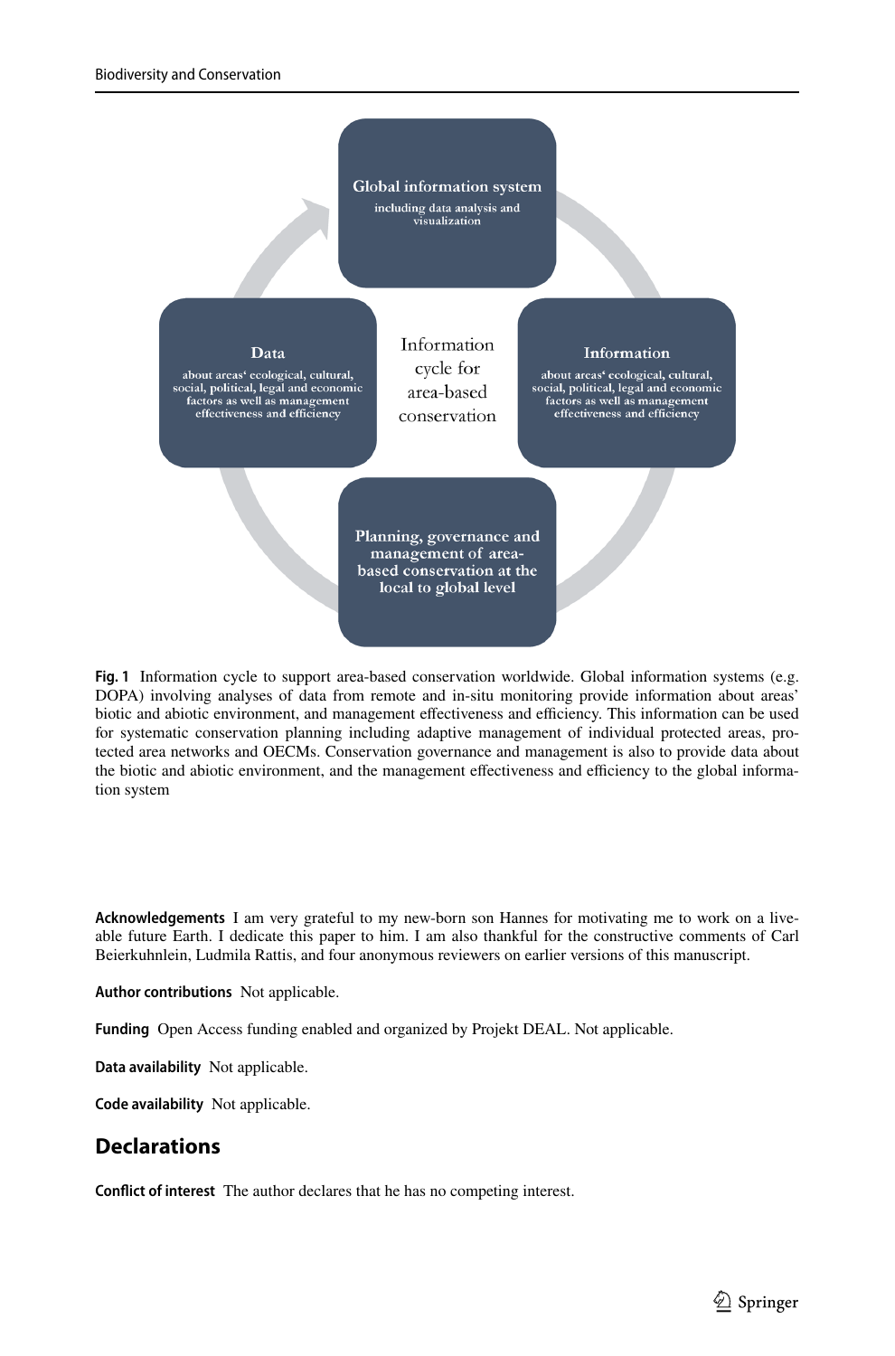Global information system
including data analysis and visualization

Data
about areas' ecological, cultural, social, political, legal and economic factors as well as management effectiveness and efficiency

Information cycle for area-based conservation

Information
about areas' ecological, cultural, social, political, legal and economic factors as well as management effectiveness and efficiency

Planning, governance and management of area-based conservation at the local to global level

**Fig. 1** Information cycle to support area-based conservation worldwide. Global information systems (e.g. DOPA) involving analyses of data from remote and in-situ monitoring provide information about areas' biotic and abiotic environment, and management effectiveness and efficiency. This information can be used for systematic conservation planning including adaptive management of individual protected areas, protected area networks and OECMs. Conservation governance and management is also to provide data about the biotic and abiotic environment, and the management effectiveness and efficiency to the global information system

**Acknowledgements** I am very grateful to my new-born son Hannes for motivating me to work on a liveable future Earth. I dedicate this paper to him. I am also thankful for the constructive comments of Carl Beierkuhnlein, Ludmila Rattis, and four anonymous reviewers on earlier versions of this manuscript.

**Author contributions** Not applicable.

**Funding** Open Access funding enabled and organized by Projekt DEAL. Not applicable.

**Data availability** Not applicable.

**Code availability** Not applicable.

## Declarations

**Conflict of interest** The author declares that he has no competing interest.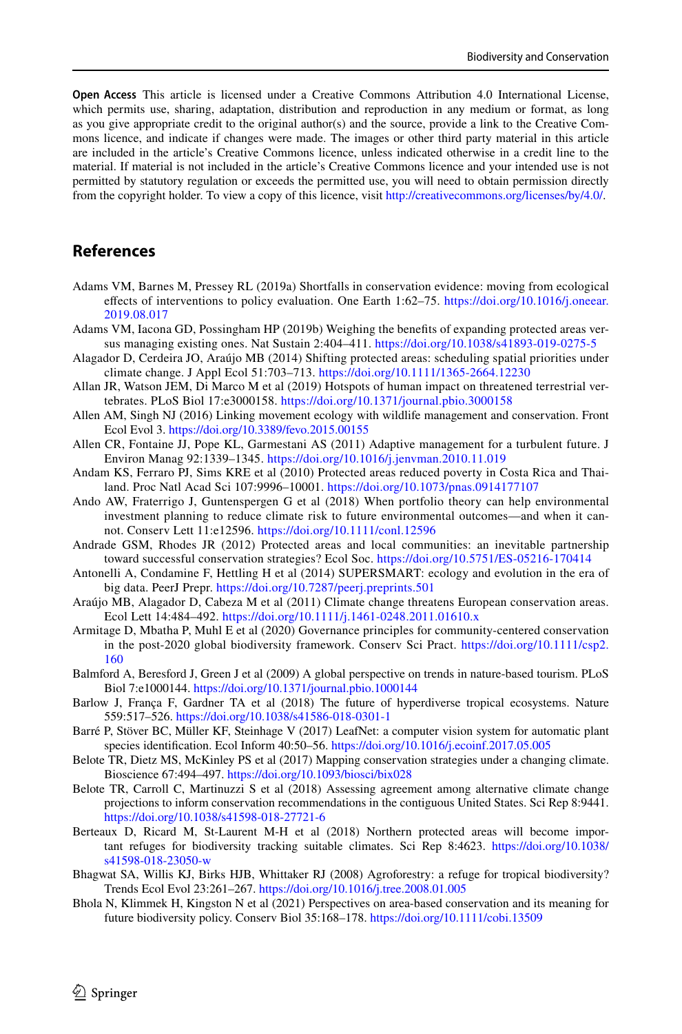**Open Access** This article is licensed under a Creative Commons Attribution 4.0 International License, which permits use, sharing, adaptation, distribution and reproduction in any medium or format, as long as you give appropriate credit to the original author(s) and the source, provide a link to the Creative Commons licence, and indicate if changes were made. The images or other third party material in this article are included in the article's Creative Commons licence, unless indicated otherwise in a credit line to the material. If material is not included in the article's Creative Commons licence and your intended use is not permitted by statutory regulation or exceeds the permitted use, you will need to obtain permission directly from the copyright holder. To view a copy of this licence, visit http://creativecommons.org/licenses/by/4.0/.

## References

Adams VM, Barnes M, Pressey RL (2019a) Shortfalls in conservation evidence: moving from ecological effects of interventions to policy evaluation. One Earth 1:62–75. https://doi.org/10.1016/j.oneear.2019.08.017

Adams VM, Iacona GD, Possingham HP (2019b) Weighing the benefits of expanding protected areas versus managing existing ones. Nat Sustain 2:404–411. https://doi.org/10.1038/s41893-019-0275-5

Alagador D, Cerdeira JO, Araújo MB (2014) Shifting protected areas: scheduling spatial priorities under climate change. J Appl Ecol 51:703–713. https://doi.org/10.1111/1365-2664.12230

Allan JR, Watson JEM, Di Marco M et al (2019) Hotspots of human impact on threatened terrestrial vertebrates. PLoS Biol 17:e3000158. https://doi.org/10.1371/journal.pbio.3000158

Allen AM, Singh NJ (2016) Linking movement ecology with wildlife management and conservation. Front Ecol Evol 3. https://doi.org/10.3389/fevo.2015.00155

Allen CR, Fontaine JJ, Pope KL, Garmestani AS (2011) Adaptive management for a turbulent future. J Environ Manag 92:1339–1345. https://doi.org/10.1016/j.jenvman.2010.11.019

Andam KS, Ferraro PJ, Sims KRE et al (2010) Protected areas reduced poverty in Costa Rica and Thailand. Proc Natl Acad Sci 107:9996–10001. https://doi.org/10.1073/pnas.0914177107

Ando AW, Fraterrigo J, Guntenspergen G et al (2018) When portfolio theory can help environmental investment planning to reduce climate risk to future environmental outcomes—and when it cannot. Conserv Lett 11:e12596. https://doi.org/10.1111/conl.12596

Andrade GSM, Rhodes JR (2012) Protected areas and local communities: an inevitable partnership toward successful conservation strategies? Ecol Soc. https://doi.org/10.5751/ES-05216-170414

Antonelli A, Condamine F, Hettling H et al (2014) SUPERSMART: ecology and evolution in the era of big data. PeerJ Prepr. https://doi.org/10.7287/peerj.preprints.501

Araújo MB, Alagador D, Cabeza M et al (2011) Climate change threatens European conservation areas. Ecol Lett 14:484–492. https://doi.org/10.1111/j.1461-0248.2011.01610.x

Armitage D, Mbatha P, Muhl E et al (2020) Governance principles for community-centered conservation in the post-2020 global biodiversity framework. Conserv Sci Pract. https://doi.org/10.1111/csp2.160

Balmford A, Beresford J, Green J et al (2009) A global perspective on trends in nature-based tourism. PLoS Biol 7:e1000144. https://doi.org/10.1371/journal.pbio.1000144

Barlow J, França F, Gardner TA et al (2018) The future of hyperdiverse tropical ecosystems. Nature 559:517–526. https://doi.org/10.1038/s41586-018-0301-1

Barré P, Stöver BC, Müller KF, Steinhage V (2017) LeafNet: a computer vision system for automatic plant species identification. Ecol Inform 40:50–56. https://doi.org/10.1016/j.ecoinf.2017.05.005

Belote TR, Dietz MS, McKinley PS et al (2017) Mapping conservation strategies under a changing climate. Bioscience 67:494–497. https://doi.org/10.1093/biosci/bix028

Belote TR, Carroll C, Martinuzzi S et al (2018) Assessing agreement among alternative climate change projections to inform conservation recommendations in the contiguous United States. Sci Rep 8:9441. https://doi.org/10.1038/s41598-018-27721-6

Berteaux D, Ricard M, St-Laurent M-H et al (2018) Northern protected areas will become important refuges for biodiversity tracking suitable climates. Sci Rep 8:4623. https://doi.org/10.1038/s41598-018-23050-w

Bhagwat SA, Willis KJ, Birks HJB, Whittaker RJ (2008) Agroforestry: a refuge for tropical biodiversity? Trends Ecol Evol 23:261–267. https://doi.org/10.1016/j.tree.2008.01.005

Bhola N, Klimmek H, Kingston N et al (2021) Perspectives on area-based conservation and its meaning for future biodiversity policy. Conserv Biol 35:168–178. https://doi.org/10.1111/cobi.13509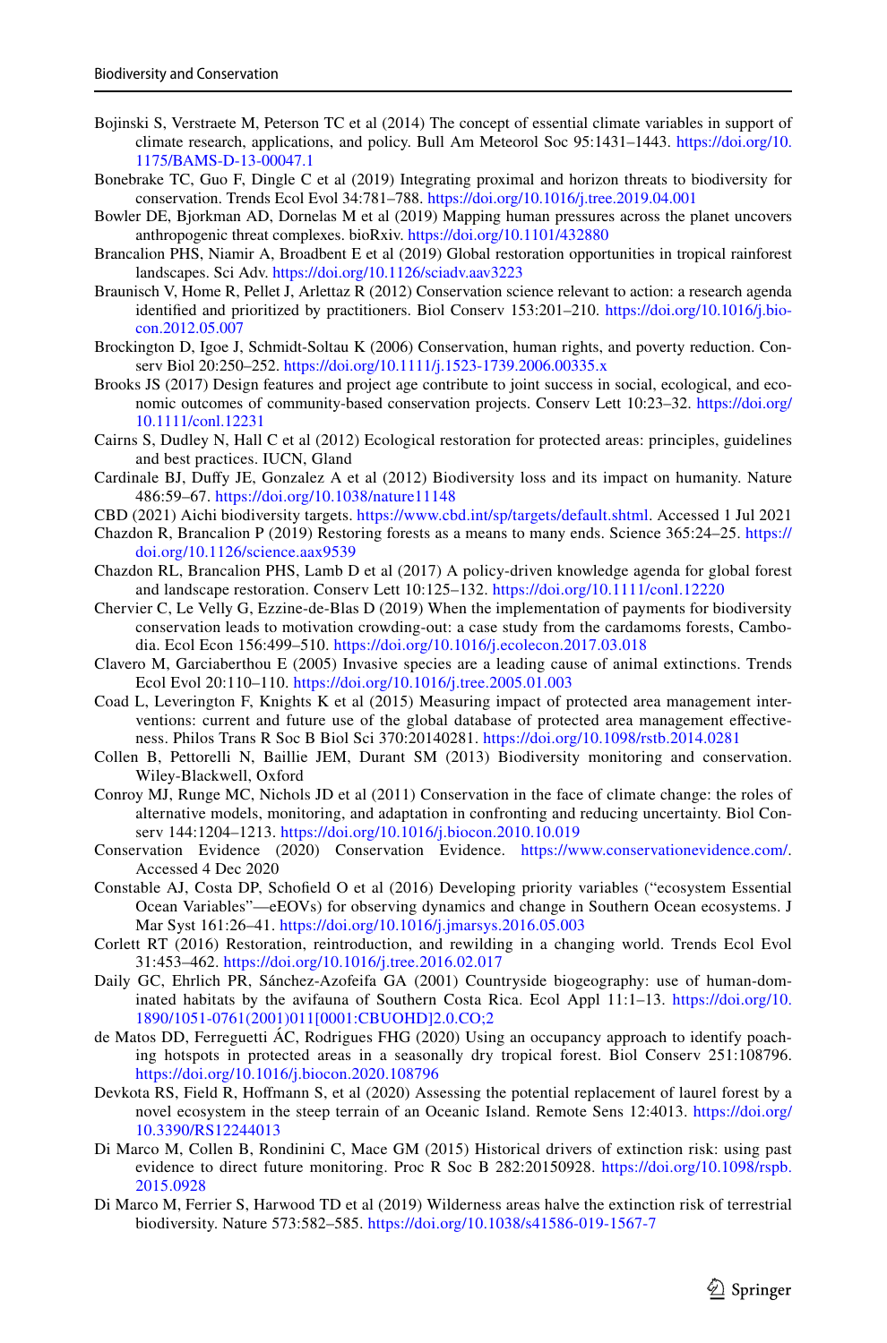Bojinski S, Verstraete M, Peterson TC et al (2014) The concept of essential climate variables in support of climate research, applications, and policy. Bull Am Meteorol Soc 95:1431–1443. https://doi.org/10.1175/BAMS-D-13-00047.1

Bonebrake TC, Guo F, Dingle C et al (2019) Integrating proximal and horizon threats to biodiversity for conservation. Trends Ecol Evol 34:781–788. https://doi.org/10.1016/j.tree.2019.04.001

Bowler DE, Bjorkman AD, Dornelas M et al (2019) Mapping human pressures across the planet uncovers anthropogenic threat complexes. bioRxiv. https://doi.org/10.1101/432880

Brancalion PHS, Niamir A, Broadbent E et al (2019) Global restoration opportunities in tropical rainforest landscapes. Sci Adv. https://doi.org/10.1126/sciadv.aav3223

Braunisch V, Home R, Pellet J, Arlettaz R (2012) Conservation science relevant to action: a research agenda identified and prioritized by practitioners. Biol Conserv 153:201–210. https://doi.org/10.1016/j.biocon.2012.05.007

Brockington D, Igoe J, Schmidt-Soltau K (2006) Conservation, human rights, and poverty reduction. Conserv Biol 20:250–252. https://doi.org/10.1111/j.1523-1739.2006.00335.x

Brooks JS (2017) Design features and project age contribute to joint success in social, ecological, and economic outcomes of community-based conservation projects. Conserv Lett 10:23–32. https://doi.org/10.1111/conl.12231

Cairns S, Dudley N, Hall C et al (2012) Ecological restoration for protected areas: principles, guidelines and best practices. IUCN, Gland

Cardinale BJ, Duffy JE, Gonzalez A et al (2012) Biodiversity loss and its impact on humanity. Nature 486:59–67. https://doi.org/10.1038/nature11148

CBD (2021) Aichi biodiversity targets. https://www.cbd.int/sp/targets/default.shtml. Accessed 1 Jul 2021

Chazdon R, Brancalion P (2019) Restoring forests as a means to many ends. Science 365:24–25. https://doi.org/10.1126/science.aax9539

Chazdon RL, Brancalion PHS, Lamb D et al (2017) A policy-driven knowledge agenda for global forest and landscape restoration. Conserv Lett 10:125–132. https://doi.org/10.1111/conl.12220

Chervier C, Le Velly G, Ezzine-de-Blas D (2019) When the implementation of payments for biodiversity conservation leads to motivation crowding-out: a case study from the cardamoms forests, Cambodia. Ecol Econ 156:499–510. https://doi.org/10.1016/j.ecolecon.2017.03.018

Clavero M, Garciaberthou E (2005) Invasive species are a leading cause of animal extinctions. Trends Ecol Evol 20:110–110. https://doi.org/10.1016/j.tree.2005.01.003

Coad L, Leverington F, Knights K et al (2015) Measuring impact of protected area management interventions: current and future use of the global database of protected area management effectiveness. Philos Trans R Soc B Biol Sci 370:20140281. https://doi.org/10.1098/rstb.2014.0281

Collen B, Pettorelli N, Baillie JEM, Durant SM (2013) Biodiversity monitoring and conservation. Wiley-Blackwell, Oxford

Conroy MJ, Runge MC, Nichols JD et al (2011) Conservation in the face of climate change: the roles of alternative models, monitoring, and adaptation in confronting and reducing uncertainty. Biol Conserv 144:1204–1213. https://doi.org/10.1016/j.biocon.2010.10.019

Conservation Evidence (2020) Conservation Evidence. https://www.conservationevidence.com/. Accessed 4 Dec 2020

Constable AJ, Costa DP, Schofield O et al (2016) Developing priority variables ("ecosystem Essential Ocean Variables"—eEOVs) for observing dynamics and change in Southern Ocean ecosystems. J Mar Syst 161:26–41. https://doi.org/10.1016/j.jmarsys.2016.05.003

Corlett RT (2016) Restoration, reintroduction, and rewilding in a changing world. Trends Ecol Evol 31:453–462. https://doi.org/10.1016/j.tree.2016.02.017

Daily GC, Ehrlich PR, Sánchez-Azofeifa GA (2001) Countryside biogeography: use of human-dominated habitats by the avifauna of Southern Costa Rica. Ecol Appl 11:1–13. https://doi.org/10.1890/1051-0761(2001)011[0001:CBUOHD]2.0.CO;2

de Matos DD, Ferreguetti ÁC, Rodrigues FHG (2020) Using an occupancy approach to identify poaching hotspots in protected areas in a seasonally dry tropical forest. Biol Conserv 251:108796. https://doi.org/10.1016/j.biocon.2020.108796

Devkota RS, Field R, Hoffmann S, et al (2020) Assessing the potential replacement of laurel forest by a novel ecosystem in the steep terrain of an Oceanic Island. Remote Sens 12:4013. https://doi.org/10.3390/RS12244013

Di Marco M, Collen B, Rondinini C, Mace GM (2015) Historical drivers of extinction risk: using past evidence to direct future monitoring. Proc R Soc B 282:20150928. https://doi.org/10.1098/rspb.2015.0928

Di Marco M, Ferrier S, Harwood TD et al (2019) Wilderness areas halve the extinction risk of terrestrial biodiversity. Nature 573:582–585. https://doi.org/10.1038/s41586-019-1567-7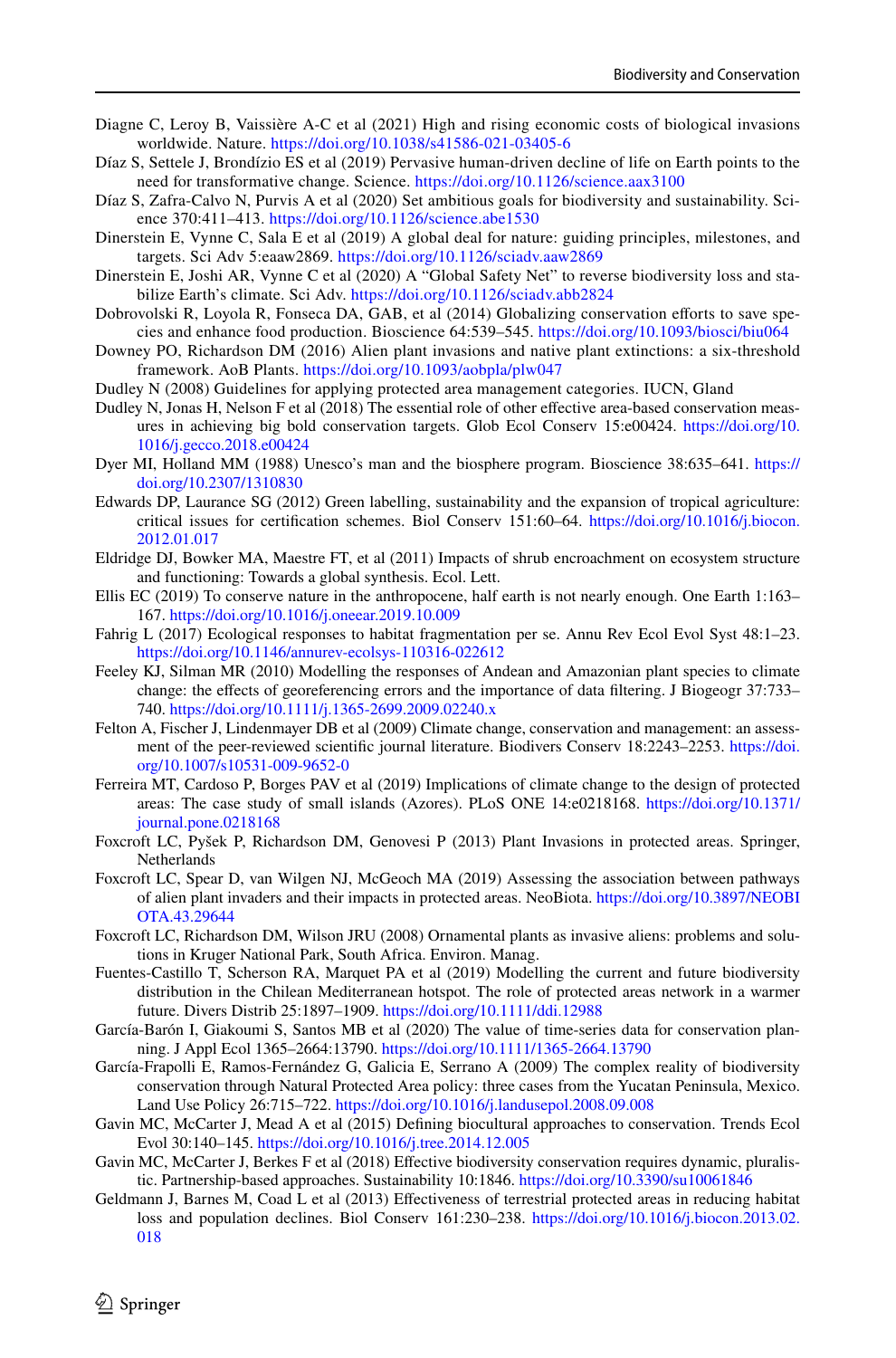Diagne C, Leroy B, Vaissière A-C et al (2021) High and rising economic costs of biological invasions worldwide. Nature. https://doi.org/10.1038/s41586-021-03405-6

Díaz S, Settele J, Brondízio ES et al (2019) Pervasive human-driven decline of life on Earth points to the need for transformative change. Science. https://doi.org/10.1126/science.aax3100

Díaz S, Zafra-Calvo N, Purvis A et al (2020) Set ambitious goals for biodiversity and sustainability. Science 370:411–413. https://doi.org/10.1126/science.abe1530

Dinerstein E, Vynne C, Sala E et al (2019) A global deal for nature: guiding principles, milestones, and targets. Sci Adv 5:eaaw2869. https://doi.org/10.1126/sciadv.aaw2869

Dinerstein E, Joshi AR, Vynne C et al (2020) A "Global Safety Net" to reverse biodiversity loss and stabilize Earth's climate. Sci Adv. https://doi.org/10.1126/sciadv.abb2824

Dobrovolski R, Loyola R, Fonseca DA, GAB, et al (2014) Globalizing conservation efforts to save species and enhance food production. Bioscience 64:539–545. https://doi.org/10.1093/biosci/biu064

Downey PO, Richardson DM (2016) Alien plant invasions and native plant extinctions: a six-threshold framework. AoB Plants. https://doi.org/10.1093/aobpla/plw047

Dudley N (2008) Guidelines for applying protected area management categories. IUCN, Gland

Dudley N, Jonas H, Nelson F et al (2018) The essential role of other effective area-based conservation measures in achieving big bold conservation targets. Glob Ecol Conserv 15:e00424. https://doi.org/10.1016/j.gecco.2018.e00424

Dyer MI, Holland MM (1988) Unesco's man and the biosphere program. Bioscience 38:635–641. https://doi.org/10.2307/1310830

Edwards DP, Laurance SG (2012) Green labelling, sustainability and the expansion of tropical agriculture: critical issues for certification schemes. Biol Conserv 151:60–64. https://doi.org/10.1016/j.biocon.2012.01.017

Eldridge DJ, Bowker MA, Maestre FT, et al (2011) Impacts of shrub encroachment on ecosystem structure and functioning: Towards a global synthesis. Ecol. Lett.

Ellis EC (2019) To conserve nature in the anthropocene, half earth is not nearly enough. One Earth 1:163–167. https://doi.org/10.1016/j.oneear.2019.10.009

Fahrig L (2017) Ecological responses to habitat fragmentation per se. Annu Rev Ecol Evol Syst 48:1–23. https://doi.org/10.1146/annurev-ecolsys-110316-022612

Feeley KJ, Silman MR (2010) Modelling the responses of Andean and Amazonian plant species to climate change: the effects of georeferencing errors and the importance of data filtering. J Biogeogr 37:733–740. https://doi.org/10.1111/j.1365-2699.2009.02240.x

Felton A, Fischer J, Lindenmayer DB et al (2009) Climate change, conservation and management: an assessment of the peer-reviewed scientific journal literature. Biodivers Conserv 18:2243–2253. https://doi.org/10.1007/s10531-009-9652-0

Ferreira MT, Cardoso P, Borges PAV et al (2019) Implications of climate change to the design of protected areas: The case study of small islands (Azores). PLoS ONE 14:e0218168. https://doi.org/10.1371/journal.pone.0218168

Foxcroft LC, Pyšek P, Richardson DM, Genovesi P (2013) Plant Invasions in protected areas. Springer, Netherlands

Foxcroft LC, Spear D, van Wilgen NJ, McGeoch MA (2019) Assessing the association between pathways of alien plant invaders and their impacts in protected areas. NeoBiota. https://doi.org/10.3897/NEOBIOTA.43.29644

Foxcroft LC, Richardson DM, Wilson JRU (2008) Ornamental plants as invasive aliens: problems and solutions in Kruger National Park, South Africa. Environ. Manag.

Fuentes-Castillo T, Scherson RA, Marquet PA et al (2019) Modelling the current and future biodiversity distribution in the Chilean Mediterranean hotspot. The role of protected areas network in a warmer future. Divers Distrib 25:1897–1909. https://doi.org/10.1111/ddi.12988

García-Barón I, Giakoumi S, Santos MB et al (2020) The value of time-series data for conservation planning. J Appl Ecol 1365–2664:13790. https://doi.org/10.1111/1365-2664.13790

García-Frapolli E, Ramos-Fernández G, Galicia E, Serrano A (2009) The complex reality of biodiversity conservation through Natural Protected Area policy: three cases from the Yucatan Peninsula, Mexico. Land Use Policy 26:715–722. https://doi.org/10.1016/j.landusepol.2008.09.008

Gavin MC, McCarter J, Mead A et al (2015) Defining biocultural approaches to conservation. Trends Ecol Evol 30:140–145. https://doi.org/10.1016/j.tree.2014.12.005

Gavin MC, McCarter J, Berkes F et al (2018) Effective biodiversity conservation requires dynamic, pluralistic. Partnership-based approaches. Sustainability 10:1846. https://doi.org/10.3390/su10061846

Geldmann J, Barnes M, Coad L et al (2013) Effectiveness of terrestrial protected areas in reducing habitat loss and population declines. Biol Conserv 161:230–238. https://doi.org/10.1016/j.biocon.2013.02.018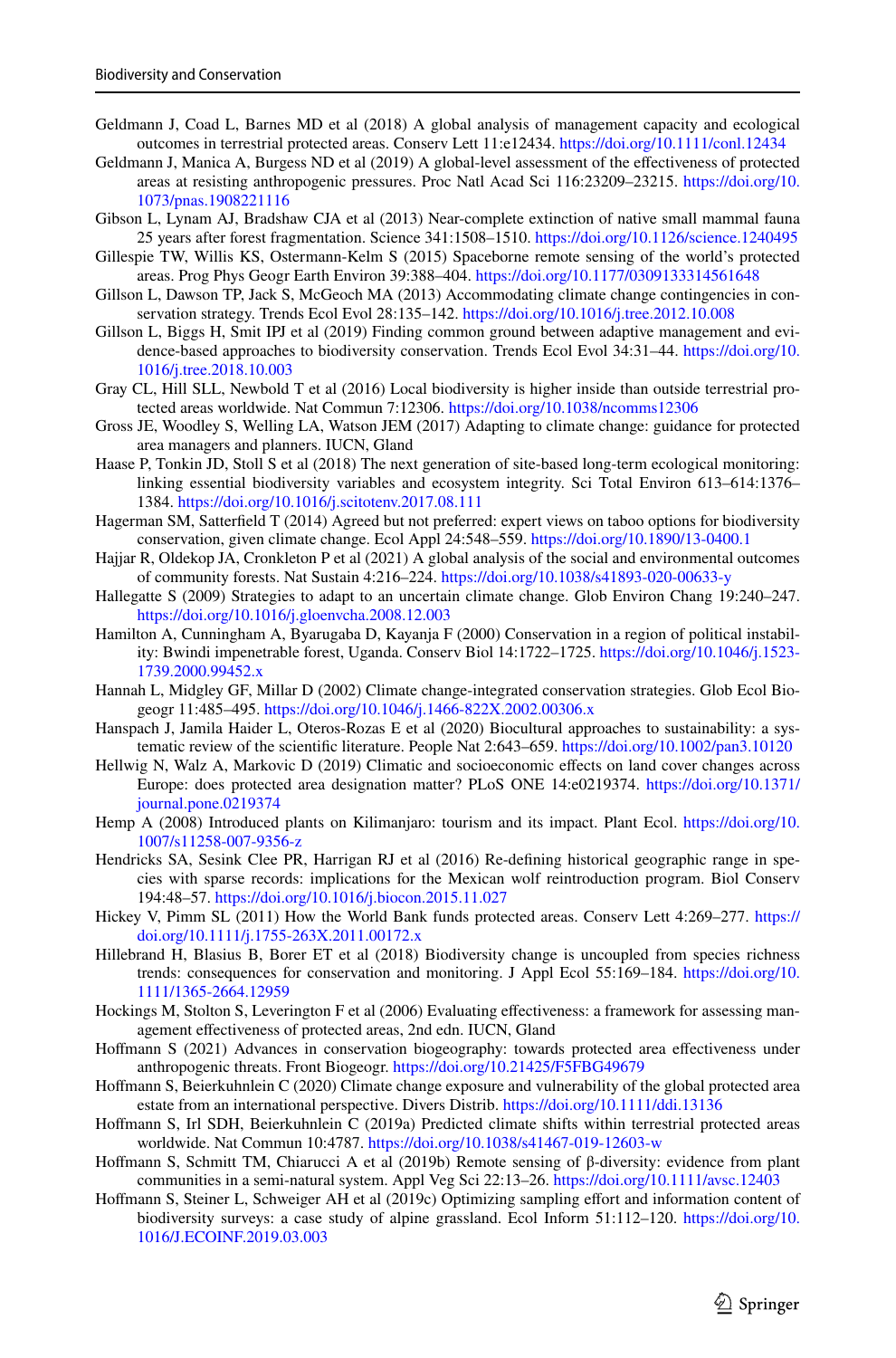Geldmann J, Coad L, Barnes MD et al (2018) A global analysis of management capacity and ecological outcomes in terrestrial protected areas. Conserv Lett 11:e12434. https://doi.org/10.1111/conl.12434

Geldmann J, Manica A, Burgess ND et al (2019) A global-level assessment of the effectiveness of protected areas at resisting anthropogenic pressures. Proc Natl Acad Sci 116:23209–23215. https://doi.org/10.1073/pnas.1908221116

Gibson L, Lynam AJ, Bradshaw CJA et al (2013) Near-complete extinction of native small mammal fauna 25 years after forest fragmentation. Science 341:1508–1510. https://doi.org/10.1126/science.1240495

Gillespie TW, Willis KS, Ostermann-Kelm S (2015) Spaceborne remote sensing of the world's protected areas. Prog Phys Geogr Earth Environ 39:388–404. https://doi.org/10.1177/0309133314561648

Gillson L, Dawson TP, Jack S, McGeoch MA (2013) Accommodating climate change contingencies in conservation strategy. Trends Ecol Evol 28:135–142. https://doi.org/10.1016/j.tree.2012.10.008

Gillson L, Biggs H, Smit IPJ et al (2019) Finding common ground between adaptive management and evidence-based approaches to biodiversity conservation. Trends Ecol Evol 34:31–44. https://doi.org/10.1016/j.tree.2018.10.003

Gray CL, Hill SLL, Newbold T et al (2016) Local biodiversity is higher inside than outside terrestrial protected areas worldwide. Nat Commun 7:12306. https://doi.org/10.1038/ncomms12306

Gross JE, Woodley S, Welling LA, Watson JEM (2017) Adapting to climate change: guidance for protected area managers and planners. IUCN, Gland

Haase P, Tonkin JD, Stoll S et al (2018) The next generation of site-based long-term ecological monitoring: linking essential biodiversity variables and ecosystem integrity. Sci Total Environ 613–614:1376–1384. https://doi.org/10.1016/j.scitotenv.2017.08.111

Hagerman SM, Satterfield T (2014) Agreed but not preferred: expert views on taboo options for biodiversity conservation, given climate change. Ecol Appl 24:548–559. https://doi.org/10.1890/13-0400.1

Hajjar R, Oldekop JA, Cronkleton P et al (2021) A global analysis of the social and environmental outcomes of community forests. Nat Sustain 4:216–224. https://doi.org/10.1038/s41893-020-00633-y

Hallegatte S (2009) Strategies to adapt to an uncertain climate change. Glob Environ Chang 19:240–247. https://doi.org/10.1016/j.gloenvcha.2008.12.003

Hamilton A, Cunningham A, Byarugaba D, Kayanja F (2000) Conservation in a region of political instability: Bwindi impenetrable forest, Uganda. Conserv Biol 14:1722–1725. https://doi.org/10.1046/j.1523-1739.2000.99452.x

Hannah L, Midgley GF, Millar D (2002) Climate change-integrated conservation strategies. Glob Ecol Biogeogr 11:485–495. https://doi.org/10.1046/j.1466-822X.2002.00306.x

Hanspach J, Jamila Haider L, Oteros-Rozas E et al (2020) Biocultural approaches to sustainability: a systematic review of the scientific literature. People Nat 2:643–659. https://doi.org/10.1002/pan3.10120

Hellwig N, Walz A, Markovic D (2019) Climatic and socioeconomic effects on land cover changes across Europe: does protected area designation matter? PLoS ONE 14:e0219374. https://doi.org/10.1371/journal.pone.0219374

Hemp A (2008) Introduced plants on Kilimanjaro: tourism and its impact. Plant Ecol. https://doi.org/10.1007/s11258-007-9356-z

Hendricks SA, Sesink Clee PR, Harrigan RJ et al (2016) Re-defining historical geographic range in species with sparse records: implications for the Mexican wolf reintroduction program. Biol Conserv 194:48–57. https://doi.org/10.1016/j.biocon.2015.11.027

Hickey V, Pimm SL (2011) How the World Bank funds protected areas. Conserv Lett 4:269–277. https://doi.org/10.1111/j.1755-263X.2011.00172.x

Hillebrand H, Blasius B, Borer ET et al (2018) Biodiversity change is uncoupled from species richness trends: consequences for conservation and monitoring. J Appl Ecol 55:169–184. https://doi.org/10.1111/1365-2664.12959

Hockings M, Stolton S, Leverington F et al (2006) Evaluating effectiveness: a framework for assessing management effectiveness of protected areas, 2nd edn. IUCN, Gland

Hoffmann S (2021) Advances in conservation biogeography: towards protected area effectiveness under anthropogenic threats. Front Biogeogr. https://doi.org/10.21425/F5FBG49679

Hoffmann S, Beierkuhnlein C (2020) Climate change exposure and vulnerability of the global protected area estate from an international perspective. Divers Distrib. https://doi.org/10.1111/ddi.13136

Hoffmann S, Irl SDH, Beierkuhnlein C (2019a) Predicted climate shifts within terrestrial protected areas worldwide. Nat Commun 10:4787. https://doi.org/10.1038/s41467-019-12603-w

Hoffmann S, Schmitt TM, Chiarucci A et al (2019b) Remote sensing of β-diversity: evidence from plant communities in a semi-natural system. Appl Veg Sci 22:13–26. https://doi.org/10.1111/avsc.12403

Hoffmann S, Steiner L, Schweiger AH et al (2019c) Optimizing sampling effort and information content of biodiversity surveys: a case study of alpine grassland. Ecol Inform 51:112–120. https://doi.org/10.1016/J.ECOINF.2019.03.003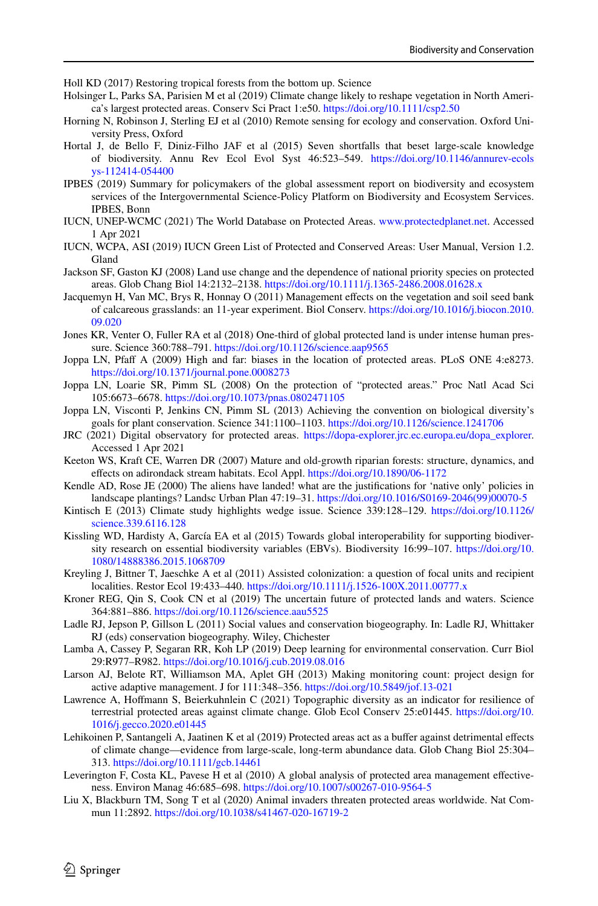Holl KD (2017) Restoring tropical forests from the bottom up. Science

Holsinger L, Parks SA, Parisien M et al (2019) Climate change likely to reshape vegetation in North America's largest protected areas. Conserv Sci Pract 1:e50. https://doi.org/10.1111/csp2.50

Horning N, Robinson J, Sterling EJ et al (2010) Remote sensing for ecology and conservation. Oxford University Press, Oxford

Hortal J, de Bello F, Diniz-Filho JAF et al (2015) Seven shortfalls that beset large-scale knowledge of biodiversity. Annu Rev Ecol Evol Syst 46:523–549. https://doi.org/10.1146/annurev-ecolsys-112414-054400

IPBES (2019) Summary for policymakers of the global assessment report on biodiversity and ecosystem services of the Intergovernmental Science-Policy Platform on Biodiversity and Ecosystem Services. IPBES, Bonn

IUCN, UNEP-WCMC (2021) The World Database on Protected Areas. www.protectedplanet.net. Accessed 1 Apr 2021

IUCN, WCPA, ASI (2019) IUCN Green List of Protected and Conserved Areas: User Manual, Version 1.2. Gland

Jackson SF, Gaston KJ (2008) Land use change and the dependence of national priority species on protected areas. Glob Chang Biol 14:2132–2138. https://doi.org/10.1111/j.1365-2486.2008.01628.x

Jacquemyn H, Van MC, Brys R, Honnay O (2011) Management effects on the vegetation and soil seed bank of calcareous grasslands: an 11-year experiment. Biol Conserv. https://doi.org/10.1016/j.biocon.2010.09.020

Jones KR, Venter O, Fuller RA et al (2018) One-third of global protected land is under intense human pressure. Science 360:788–791. https://doi.org/10.1126/science.aap9565

Joppa LN, Pfaff A (2009) High and far: biases in the location of protected areas. PLoS ONE 4:e8273. https://doi.org/10.1371/journal.pone.0008273

Joppa LN, Loarie SR, Pimm SL (2008) On the protection of "protected areas." Proc Natl Acad Sci 105:6673–6678. https://doi.org/10.1073/pnas.0802471105

Joppa LN, Visconti P, Jenkins CN, Pimm SL (2013) Achieving the convention on biological diversity's goals for plant conservation. Science 341:1100–1103. https://doi.org/10.1126/science.1241706

JRC (2021) Digital observatory for protected areas. https://dopa-explorer.jrc.ec.europa.eu/dopa_explorer. Accessed 1 Apr 2021

Keeton WS, Kraft CE, Warren DR (2007) Mature and old-growth riparian forests: structure, dynamics, and effects on adirondack stream habitats. Ecol Appl. https://doi.org/10.1890/06-1172

Kendle AD, Rose JE (2000) The aliens have landed! what are the justifications for 'native only' policies in landscape plantings? Landsc Urban Plan 47:19–31. https://doi.org/10.1016/S0169-2046(99)00070-5

Kintisch E (2013) Climate study highlights wedge issue. Science 339:128–129. https://doi.org/10.1126/science.339.6116.128

Kissling WD, Hardisty A, García EA et al (2015) Towards global interoperability for supporting biodiversity research on essential biodiversity variables (EBVs). Biodiversity 16:99–107. https://doi.org/10.1080/14888386.2015.1068709

Kreyling J, Bittner T, Jaeschke A et al (2011) Assisted colonization: a question of focal units and recipient localities. Restor Ecol 19:433–440. https://doi.org/10.1111/j.1526-100X.2011.00777.x

Kroner REG, Qin S, Cook CN et al (2019) The uncertain future of protected lands and waters. Science 364:881–886. https://doi.org/10.1126/science.aau5525

Ladle RJ, Jepson P, Gillson L (2011) Social values and conservation biogeography. In: Ladle RJ, Whittaker RJ (eds) conservation biogeography. Wiley, Chichester

Lamba A, Cassey P, Segaran RR, Koh LP (2019) Deep learning for environmental conservation. Curr Biol 29:R977–R982. https://doi.org/10.1016/j.cub.2019.08.016

Larson AJ, Belote RT, Williamson MA, Aplet GH (2013) Making monitoring count: project design for active adaptive management. J for 111:348–356. https://doi.org/10.5849/jof.13-021

Lawrence A, Hoffmann S, Beierkuhnlein C (2021) Topographic diversity as an indicator for resilience of terrestrial protected areas against climate change. Glob Ecol Conserv 25:e01445. https://doi.org/10.1016/j.gecco.2020.e01445

Lehikoinen P, Santangeli A, Jaatinen K et al (2019) Protected areas act as a buffer against detrimental effects of climate change—evidence from large-scale, long-term abundance data. Glob Chang Biol 25:304–313. https://doi.org/10.1111/gcb.14461

Leverington F, Costa KL, Pavese H et al (2010) A global analysis of protected area management effectiveness. Environ Manag 46:685–698. https://doi.org/10.1007/s00267-010-9564-5

Liu X, Blackburn TM, Song T et al (2020) Animal invaders threaten protected areas worldwide. Nat Commun 11:2892. https://doi.org/10.1038/s41467-020-16719-2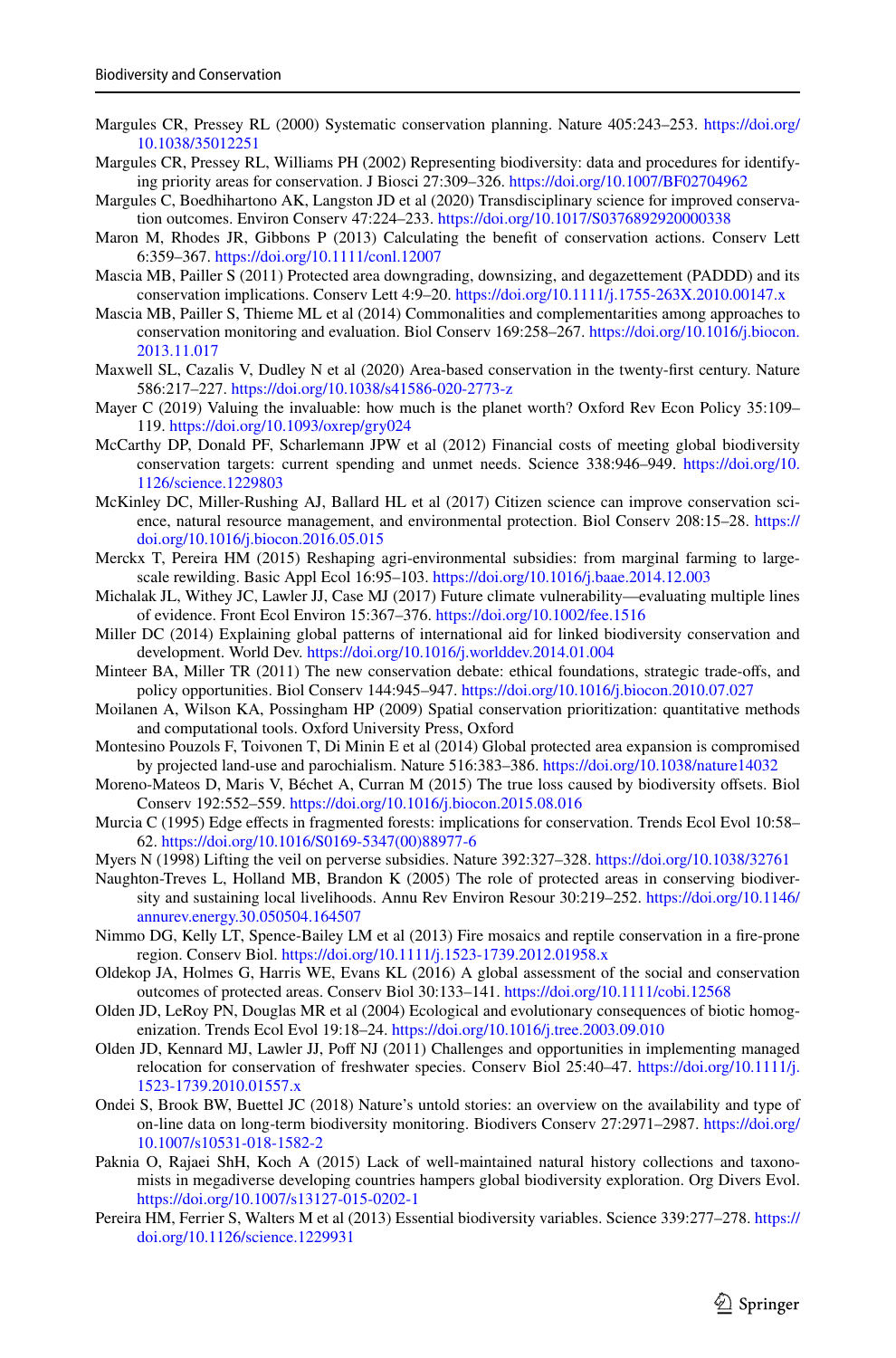Margules CR, Pressey RL (2000) Systematic conservation planning. Nature 405:243–253. https://doi.org/10.1038/35012251

Margules CR, Pressey RL, Williams PH (2002) Representing biodiversity: data and procedures for identifying priority areas for conservation. J Biosci 27:309–326. https://doi.org/10.1007/BF02704962

Margules C, Boedhihartono AK, Langston JD et al (2020) Transdisciplinary science for improved conservation outcomes. Environ Conserv 47:224–233. https://doi.org/10.1017/S0376892920000338

Maron M, Rhodes JR, Gibbons P (2013) Calculating the benefit of conservation actions. Conserv Lett 6:359–367. https://doi.org/10.1111/conl.12007

Mascia MB, Pailler S (2011) Protected area downgrading, downsizing, and degazettement (PADDD) and its conservation implications. Conserv Lett 4:9–20. https://doi.org/10.1111/j.1755-263X.2010.00147.x

Mascia MB, Pailler S, Thieme ML et al (2014) Commonalities and complementarities among approaches to conservation monitoring and evaluation. Biol Conserv 169:258–267. https://doi.org/10.1016/j.biocon.2013.11.017

Maxwell SL, Cazalis V, Dudley N et al (2020) Area-based conservation in the twenty-first century. Nature 586:217–227. https://doi.org/10.1038/s41586-020-2773-z

Mayer C (2019) Valuing the invaluable: how much is the planet worth? Oxford Rev Econ Policy 35:109–119. https://doi.org/10.1093/oxrep/gry024

McCarthy DP, Donald PF, Scharlemann JPW et al (2012) Financial costs of meeting global biodiversity conservation targets: current spending and unmet needs. Science 338:946–949. https://doi.org/10.1126/science.1229803

McKinley DC, Miller-Rushing AJ, Ballard HL et al (2017) Citizen science can improve conservation science, natural resource management, and environmental protection. Biol Conserv 208:15–28. https://doi.org/10.1016/j.biocon.2016.05.015

Merckx T, Pereira HM (2015) Reshaping agri-environmental subsidies: from marginal farming to large-scale rewilding. Basic Appl Ecol 16:95–103. https://doi.org/10.1016/j.baae.2014.12.003

Michalak JL, Withey JC, Lawler JJ, Case MJ (2017) Future climate vulnerability—evaluating multiple lines of evidence. Front Ecol Environ 15:367–376. https://doi.org/10.1002/fee.1516

Miller DC (2014) Explaining global patterns of international aid for linked biodiversity conservation and development. World Dev. https://doi.org/10.1016/j.worlddev.2014.01.004

Minteer BA, Miller TR (2011) The new conservation debate: ethical foundations, strategic trade-offs, and policy opportunities. Biol Conserv 144:945–947. https://doi.org/10.1016/j.biocon.2010.07.027

Moilanen A, Wilson KA, Possingham HP (2009) Spatial conservation prioritization: quantitative methods and computational tools. Oxford University Press, Oxford

Montesino Pouzols F, Toivonen T, Di Minin E et al (2014) Global protected area expansion is compromised by projected land-use and parochialism. Nature 516:383–386. https://doi.org/10.1038/nature14032

Moreno-Mateos D, Maris V, Béchet A, Curran M (2015) The true loss caused by biodiversity offsets. Biol Conserv 192:552–559. https://doi.org/10.1016/j.biocon.2015.08.016

Murcia C (1995) Edge effects in fragmented forests: implications for conservation. Trends Ecol Evol 10:58–62. https://doi.org/10.1016/S0169-5347(00)88977-6

Myers N (1998) Lifting the veil on perverse subsidies. Nature 392:327–328. https://doi.org/10.1038/32761

Naughton-Treves L, Holland MB, Brandon K (2005) The role of protected areas in conserving biodiversity and sustaining local livelihoods. Annu Rev Environ Resour 30:219–252. https://doi.org/10.1146/annurev.energy.30.050504.164507

Nimmo DG, Kelly LT, Spence-Bailey LM et al (2013) Fire mosaics and reptile conservation in a fire-prone region. Conserv Biol. https://doi.org/10.1111/j.1523-1739.2012.01958.x

Oldekop JA, Holmes G, Harris WE, Evans KL (2016) A global assessment of the social and conservation outcomes of protected areas. Conserv Biol 30:133–141. https://doi.org/10.1111/cobi.12568

Olden JD, LeRoy PN, Douglas MR et al (2004) Ecological and evolutionary consequences of biotic homogenization. Trends Ecol Evol 19:18–24. https://doi.org/10.1016/j.tree.2003.09.010

Olden JD, Kennard MJ, Lawler JJ, Poff NJ (2011) Challenges and opportunities in implementing managed relocation for conservation of freshwater species. Conserv Biol 25:40–47. https://doi.org/10.1111/j.1523-1739.2010.01557.x

Ondei S, Brook BW, Buettel JC (2018) Nature's untold stories: an overview on the availability and type of on-line data on long-term biodiversity monitoring. Biodivers Conserv 27:2971–2987. https://doi.org/10.1007/s10531-018-1582-2

Paknia O, Rajaei ShH, Koch A (2015) Lack of well-maintained natural history collections and taxonomists in megadiverse developing countries hampers global biodiversity exploration. Org Divers Evol. https://doi.org/10.1007/s13127-015-0202-1

Pereira HM, Ferrier S, Walters M et al (2013) Essential biodiversity variables. Science 339:277–278. https://doi.org/10.1126/science.1229931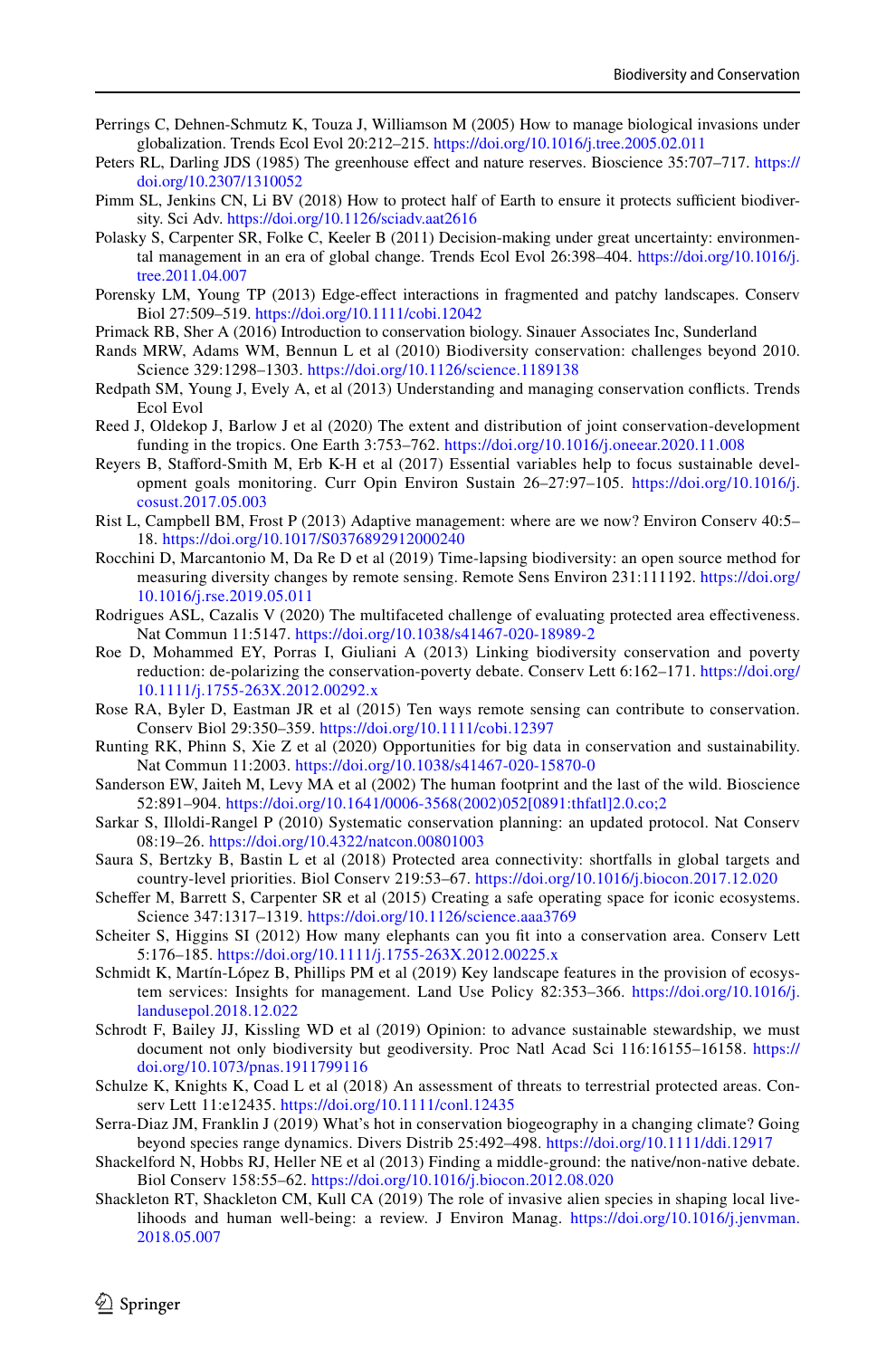Perrings C, Dehnen-Schmutz K, Touza J, Williamson M (2005) How to manage biological invasions under globalization. Trends Ecol Evol 20:212–215. https://doi.org/10.1016/j.tree.2005.02.011

Peters RL, Darling JDS (1985) The greenhouse effect and nature reserves. Bioscience 35:707–717. https://doi.org/10.2307/1310052

Pimm SL, Jenkins CN, Li BV (2018) How to protect half of Earth to ensure it protects sufficient biodiversity. Sci Adv. https://doi.org/10.1126/sciadv.aat2616

Polasky S, Carpenter SR, Folke C, Keeler B (2011) Decision-making under great uncertainty: environmental management in an era of global change. Trends Ecol Evol 26:398–404. https://doi.org/10.1016/j.tree.2011.04.007

Porensky LM, Young TP (2013) Edge-effect interactions in fragmented and patchy landscapes. Conserv Biol 27:509–519. https://doi.org/10.1111/cobi.12042

Primack RB, Sher A (2016) Introduction to conservation biology. Sinauer Associates Inc, Sunderland

Rands MRW, Adams WM, Bennun L et al (2010) Biodiversity conservation: challenges beyond 2010. Science 329:1298–1303. https://doi.org/10.1126/science.1189138

Redpath SM, Young J, Evely A, et al (2013) Understanding and managing conservation conflicts. Trends Ecol Evol

Reed J, Oldekop J, Barlow J et al (2020) The extent and distribution of joint conservation-development funding in the tropics. One Earth 3:753–762. https://doi.org/10.1016/j.oneear.2020.11.008

Reyers B, Stafford-Smith M, Erb K-H et al (2017) Essential variables help to focus sustainable development goals monitoring. Curr Opin Environ Sustain 26–27:97–105. https://doi.org/10.1016/j.cosust.2017.05.003

Rist L, Campbell BM, Frost P (2013) Adaptive management: where are we now? Environ Conserv 40:5–18. https://doi.org/10.1017/S0376892912000240

Rocchini D, Marcantonio M, Da Re D et al (2019) Time-lapsing biodiversity: an open source method for measuring diversity changes by remote sensing. Remote Sens Environ 231:111192. https://doi.org/10.1016/j.rse.2019.05.011

Rodrigues ASL, Cazalis V (2020) The multifaceted challenge of evaluating protected area effectiveness. Nat Commun 11:5147. https://doi.org/10.1038/s41467-020-18989-2

Roe D, Mohammed EY, Porras I, Giuliani A (2013) Linking biodiversity conservation and poverty reduction: de-polarizing the conservation-poverty debate. Conserv Lett 6:162–171. https://doi.org/10.1111/j.1755-263X.2012.00292.x

Rose RA, Byler D, Eastman JR et al (2015) Ten ways remote sensing can contribute to conservation. Conserv Biol 29:350–359. https://doi.org/10.1111/cobi.12397

Runting RK, Phinn S, Xie Z et al (2020) Opportunities for big data in conservation and sustainability. Nat Commun 11:2003. https://doi.org/10.1038/s41467-020-15870-0

Sanderson EW, Jaiteh M, Levy MA et al (2002) The human footprint and the last of the wild. Bioscience 52:891–904. https://doi.org/10.1641/0006-3568(2002)052[0891:thfatl]2.0.co;2

Sarkar S, Illoldi-Rangel P (2010) Systematic conservation planning: an updated protocol. Nat Conserv 08:19–26. https://doi.org/10.4322/natcon.00801003

Saura S, Bertzky B, Bastin L et al (2018) Protected area connectivity: shortfalls in global targets and country-level priorities. Biol Conserv 219:53–67. https://doi.org/10.1016/j.biocon.2017.12.020

Scheffer M, Barrett S, Carpenter SR et al (2015) Creating a safe operating space for iconic ecosystems. Science 347:1317–1319. https://doi.org/10.1126/science.aaa3769

Scheiter S, Higgins SI (2012) How many elephants can you fit into a conservation area. Conserv Lett 5:176–185. https://doi.org/10.1111/j.1755-263X.2012.00225.x

Schmidt K, Martín-López B, Phillips PM et al (2019) Key landscape features in the provision of ecosystem services: Insights for management. Land Use Policy 82:353–366. https://doi.org/10.1016/j.landusepol.2018.12.022

Schrodt F, Bailey JJ, Kissling WD et al (2019) Opinion: to advance sustainable stewardship, we must document not only biodiversity but geodiversity. Proc Natl Acad Sci 116:16155–16158. https://doi.org/10.1073/pnas.1911799116

Schulze K, Knights K, Coad L et al (2018) An assessment of threats to terrestrial protected areas. Conserv Lett 11:e12435. https://doi.org/10.1111/conl.12435

Serra-Diaz JM, Franklin J (2019) What's hot in conservation biogeography in a changing climate? Going beyond species range dynamics. Divers Distrib 25:492–498. https://doi.org/10.1111/ddi.12917

Shackelford N, Hobbs RJ, Heller NE et al (2013) Finding a middle-ground: the native/non-native debate. Biol Conserv 158:55–62. https://doi.org/10.1016/j.biocon.2012.08.020

Shackleton RT, Shackleton CM, Kull CA (2019) The role of invasive alien species in shaping local livelihoods and human well-being: a review. J Environ Manag. https://doi.org/10.1016/j.jenvman.2018.05.007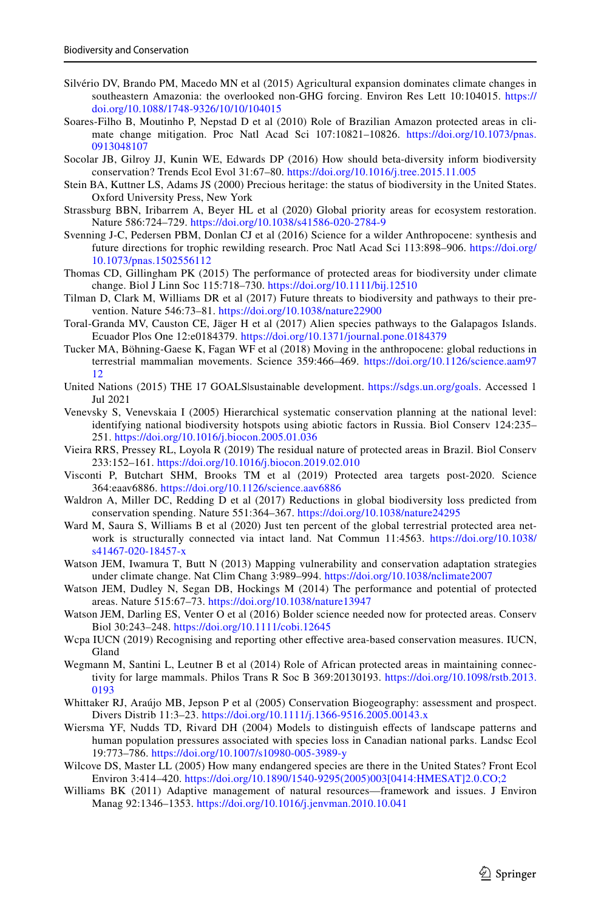Silvério DV, Brando PM, Macedo MN et al (2015) Agricultural expansion dominates climate changes in southeastern Amazonia: the overlooked non-GHG forcing. Environ Res Lett 10:104015. https://doi.org/10.1088/1748-9326/10/10/104015

Soares-Filho B, Moutinho P, Nepstad D et al (2010) Role of Brazilian Amazon protected areas in climate change mitigation. Proc Natl Acad Sci 107:10821–10826. https://doi.org/10.1073/pnas.0913048107

Socolar JB, Gilroy JJ, Kunin WE, Edwards DP (2016) How should beta-diversity inform biodiversity conservation? Trends Ecol Evol 31:67–80. https://doi.org/10.1016/j.tree.2015.11.005

Stein BA, Kuttner LS, Adams JS (2000) Precious heritage: the status of biodiversity in the United States. Oxford University Press, New York

Strassburg BBN, Iribarrem A, Beyer HL et al (2020) Global priority areas for ecosystem restoration. Nature 586:724–729. https://doi.org/10.1038/s41586-020-2784-9

Svenning J-C, Pedersen PBM, Donlan CJ et al (2016) Science for a wilder Anthropocene: synthesis and future directions for trophic rewilding research. Proc Natl Acad Sci 113:898–906. https://doi.org/10.1073/pnas.1502556112

Thomas CD, Gillingham PK (2015) The performance of protected areas for biodiversity under climate change. Biol J Linn Soc 115:718–730. https://doi.org/10.1111/bij.12510

Tilman D, Clark M, Williams DR et al (2017) Future threats to biodiversity and pathways to their prevention. Nature 546:73–81. https://doi.org/10.1038/nature22900

Toral-Granda MV, Causton CE, Jäger H et al (2017) Alien species pathways to the Galapagos Islands. Ecuador Plos One 12:e0184379. https://doi.org/10.1371/journal.pone.0184379

Tucker MA, Böhning-Gaese K, Fagan WF et al (2018) Moving in the anthropocene: global reductions in terrestrial mammalian movements. Science 359:466–469. https://doi.org/10.1126/science.aam9712

United Nations (2015) THE 17 GOALS|sustainable development. https://sdgs.un.org/goals. Accessed 1 Jul 2021

Venevsky S, Venevskaia I (2005) Hierarchical systematic conservation planning at the national level: identifying national biodiversity hotspots using abiotic factors in Russia. Biol Conserv 124:235–251. https://doi.org/10.1016/j.biocon.2005.01.036

Vieira RRS, Pressey RL, Loyola R (2019) The residual nature of protected areas in Brazil. Biol Conserv 233:152–161. https://doi.org/10.1016/j.biocon.2019.02.010

Visconti P, Butchart SHM, Brooks TM et al (2019) Protected area targets post-2020. Science 364:eaav6886. https://doi.org/10.1126/science.aav6886

Waldron A, Miller DC, Redding D et al (2017) Reductions in global biodiversity loss predicted from conservation spending. Nature 551:364–367. https://doi.org/10.1038/nature24295

Ward M, Saura S, Williams B et al (2020) Just ten percent of the global terrestrial protected area network is structurally connected via intact land. Nat Commun 11:4563. https://doi.org/10.1038/s41467-020-18457-x

Watson JEM, Iwamura T, Butt N (2013) Mapping vulnerability and conservation adaptation strategies under climate change. Nat Clim Chang 3:989–994. https://doi.org/10.1038/nclimate2007

Watson JEM, Dudley N, Segan DB, Hockings M (2014) The performance and potential of protected areas. Nature 515:67–73. https://doi.org/10.1038/nature13947

Watson JEM, Darling ES, Venter O et al (2016) Bolder science needed now for protected areas. Conserv Biol 30:243–248. https://doi.org/10.1111/cobi.12645

Wcpa IUCN (2019) Recognising and reporting other effective area-based conservation measures. IUCN, Gland

Wegmann M, Santini L, Leutner B et al (2014) Role of African protected areas in maintaining connectivity for large mammals. Philos Trans R Soc B 369:20130193. https://doi.org/10.1098/rstb.2013.0193

Whittaker RJ, Araújo MB, Jepson P et al (2005) Conservation Biogeography: assessment and prospect. Divers Distrib 11:3–23. https://doi.org/10.1111/j.1366-9516.2005.00143.x

Wiersma YF, Nudds TD, Rivard DH (2004) Models to distinguish effects of landscape patterns and human population pressures associated with species loss in Canadian national parks. Landsc Ecol 19:773–786. https://doi.org/10.1007/s10980-005-3989-y

Wilcove DS, Master LL (2005) How many endangered species are there in the United States? Front Ecol Environ 3:414–420. https://doi.org/10.1890/1540-9295(2005)003[0414:HMESAT]2.0.CO;2

Williams BK (2011) Adaptive management of natural resources—framework and issues. J Environ Manag 92:1346–1353. https://doi.org/10.1016/j.jenvman.2010.10.041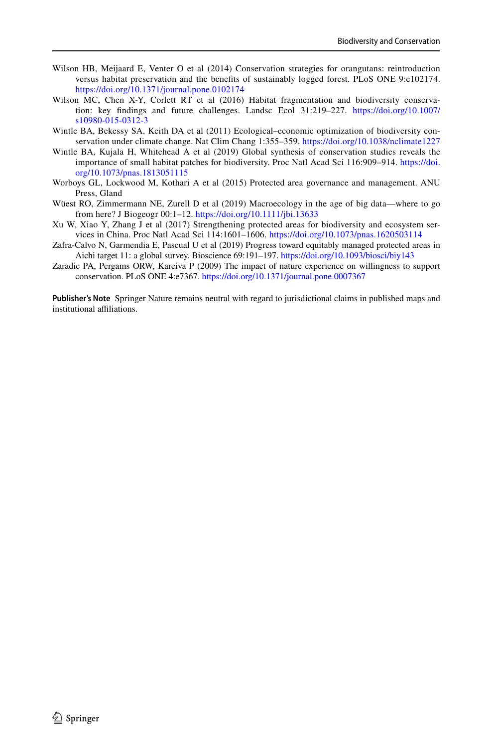Wilson HB, Meijaard E, Venter O et al (2014) Conservation strategies for orangutans: reintroduction versus habitat preservation and the benefits of sustainably logged forest. PLoS ONE 9:e102174. https://doi.org/10.1371/journal.pone.0102174

Wilson MC, Chen X-Y, Corlett RT et al (2016) Habitat fragmentation and biodiversity conservation: key findings and future challenges. Landsc Ecol 31:219–227. https://doi.org/10.1007/s10980-015-0312-3

Wintle BA, Bekessy SA, Keith DA et al (2011) Ecological–economic optimization of biodiversity conservation under climate change. Nat Clim Chang 1:355–359. https://doi.org/10.1038/nclimate1227

Wintle BA, Kujala H, Whitehead A et al (2019) Global synthesis of conservation studies reveals the importance of small habitat patches for biodiversity. Proc Natl Acad Sci 116:909–914. https://doi.org/10.1073/pnas.1813051115

Worboys GL, Lockwood M, Kothari A et al (2015) Protected area governance and management. ANU Press, Gland

Wüest RO, Zimmermann NE, Zurell D et al (2019) Macroecology in the age of big data—where to go from here? J Biogeogr 00:1–12. https://doi.org/10.1111/jbi.13633

Xu W, Xiao Y, Zhang J et al (2017) Strengthening protected areas for biodiversity and ecosystem services in China. Proc Natl Acad Sci 114:1601–1606. https://doi.org/10.1073/pnas.1620503114

Zafra-Calvo N, Garmendia E, Pascual U et al (2019) Progress toward equitably managed protected areas in Aichi target 11: a global survey. Bioscience 69:191–197. https://doi.org/10.1093/biosci/biy143

Zaradic PA, Pergams ORW, Kareiva P (2009) The impact of nature experience on willingness to support conservation. PLoS ONE 4:e7367. https://doi.org/10.1371/journal.pone.0007367

**Publisher's Note** Springer Nature remains neutral with regard to jurisdictional claims in published maps and institutional affiliations.